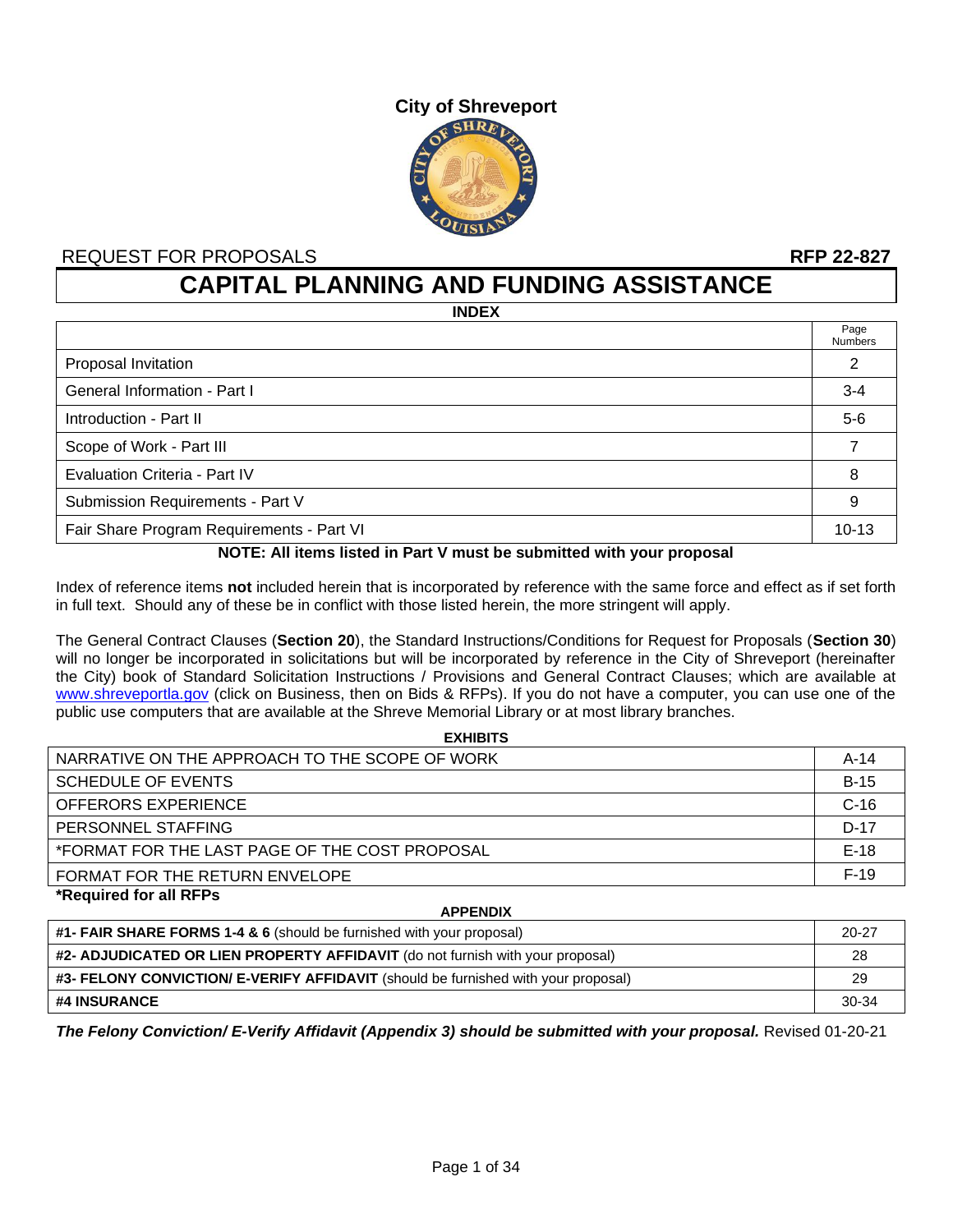# City of Shreveport

REQUEST FOR PROPOSALS **RFP 22-827**

# CAPITAL PLANNING AND FUNDING ASSISTANCE

**INDEX**

| | Page Numbers |
|---|---|
| Proposal Invitation | 2 |
| General Information - Part I | 3-4 |
| Introduction - Part II | 5-6 |
| Scope of Work - Part III | 7 |
| Evaluation Criteria - Part IV | 8 |
| Submission Requirements - Part V | 9 |
| Fair Share Program Requirements - Part VI | 10-13 |

**NOTE: All items listed in Part V must be submitted with your proposal**

Index of reference items **not** included herein that is incorporated by reference with the same force and effect as if set forth in full text. Should any of these be in conflict with those listed herein, the more stringent will apply.

The General Contract Clauses (**Section 20**), the Standard Instructions/Conditions for Request for Proposals (**Section 30**) will no longer be incorporated in solicitations but will be incorporated by reference in the City of Shreveport (hereinafter the City) book of Standard Solicitation Instructions / Provisions and General Contract Clauses; which are available at www.shreveportla.gov (click on Business, then on Bids & RFPs). If you do not have a computer, you can use one of the public use computers that are available at the Shreve Memorial Library or at most library branches.

**EXHIBITS**

| | |
|---|---|
| NARRATIVE ON THE APPROACH TO THE SCOPE OF WORK | A-14 |
| SCHEDULE OF EVENTS | B-15 |
| OFFERORS EXPERIENCE | C-16 |
| PERSONNEL STAFFING | D-17 |
| *FORMAT FOR THE LAST PAGE OF THE COST PROPOSAL | E-18 |
| FORMAT FOR THE RETURN ENVELOPE | F-19 |

***Required for all RFPs**

**APPENDIX**

| | |
|---|---|
| **#1- FAIR SHARE FORMS 1-4 & 6** (should be furnished with your proposal) | 20-27 |
| **#2- ADJUDICATED OR LIEN PROPERTY AFFIDAVIT** (do not furnish with your proposal) | 28 |
| **#3- FELONY CONVICTION/ E-VERIFY AFFIDAVIT** (should be furnished with your proposal) | 29 |
| **#4 INSURANCE** | 30-34 |

***The Felony Conviction/ E-Verify Affidavit (Appendix 3) should be submitted with your proposal.*** Revised 01-20-21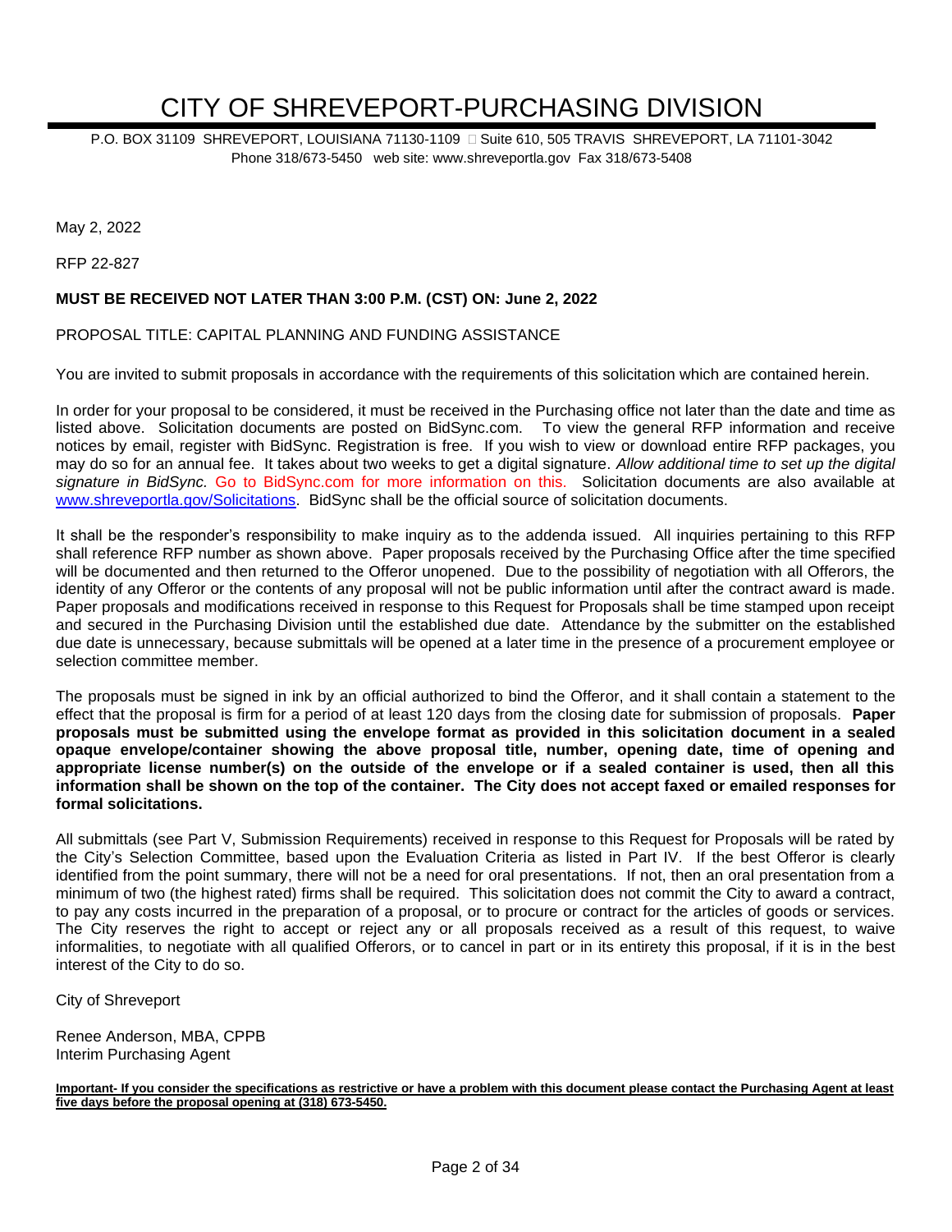# CITY OF SHREVEPORT-PURCHASING DIVISION

P.O. BOX 31109 SHREVEPORT, LOUISIANA 71130-1109 □ Suite 610, 505 TRAVIS SHREVEPORT, LA 71101-3042
Phone 318/673-5450 web site: www.shreveportla.gov Fax 318/673-5408

May 2, 2022

RFP 22-827

**MUST BE RECEIVED NOT LATER THAN 3:00 P.M. (CST) ON: June 2, 2022**

PROPOSAL TITLE: CAPITAL PLANNING AND FUNDING ASSISTANCE

You are invited to submit proposals in accordance with the requirements of this solicitation which are contained herein.

In order for your proposal to be considered, it must be received in the Purchasing office not later than the date and time as listed above. Solicitation documents are posted on BidSync.com. To view the general RFP information and receive notices by email, register with BidSync. Registration is free. If you wish to view or download entire RFP packages, you may do so for an annual fee. It takes about two weeks to get a digital signature. *Allow additional time to set up the digital signature in BidSync.* Go to BidSync.com for more information on this. Solicitation documents are also available at [www.shreveportla.gov/Solicitations](www.shreveportla.gov/Solicitations). BidSync shall be the official source of solicitation documents.

It shall be the responder's responsibility to make inquiry as to the addenda issued. All inquiries pertaining to this RFP shall reference RFP number as shown above. Paper proposals received by the Purchasing Office after the time specified will be documented and then returned to the Offeror unopened. Due to the possibility of negotiation with all Offerors, the identity of any Offeror or the contents of any proposal will not be public information until after the contract award is made. Paper proposals and modifications received in response to this Request for Proposals shall be time stamped upon receipt and secured in the Purchasing Division until the established due date. Attendance by the submitter on the established due date is unnecessary, because submittals will be opened at a later time in the presence of a procurement employee or selection committee member.

The proposals must be signed in ink by an official authorized to bind the Offeror, and it shall contain a statement to the effect that the proposal is firm for a period of at least 120 days from the closing date for submission of proposals. **Paper proposals must be submitted using the envelope format as provided in this solicitation document in a sealed opaque envelope/container showing the above proposal title, number, opening date, time of opening and appropriate license number(s) on the outside of the envelope or if a sealed container is used, then all this information shall be shown on the top of the container. The City does not accept faxed or emailed responses for formal solicitations.**

All submittals (see Part V, Submission Requirements) received in response to this Request for Proposals will be rated by the City's Selection Committee, based upon the Evaluation Criteria as listed in Part IV. If the best Offeror is clearly identified from the point summary, there will not be a need for oral presentations. If not, then an oral presentation from a minimum of two (the highest rated) firms shall be required. This solicitation does not commit the City to award a contract, to pay any costs incurred in the preparation of a proposal, or to procure or contract for the articles of goods or services. The City reserves the right to accept or reject any or all proposals received as a result of this request, to waive informalities, to negotiate with all qualified Offerors, or to cancel in part or in its entirety this proposal, if it is in the best interest of the City to do so.

City of Shreveport

Renee Anderson, MBA, CPPB
Interim Purchasing Agent

**Important- If you consider the specifications as restrictive or have a problem with this document please contact the Purchasing Agent at least five days before the proposal opening at (318) 673-5450.**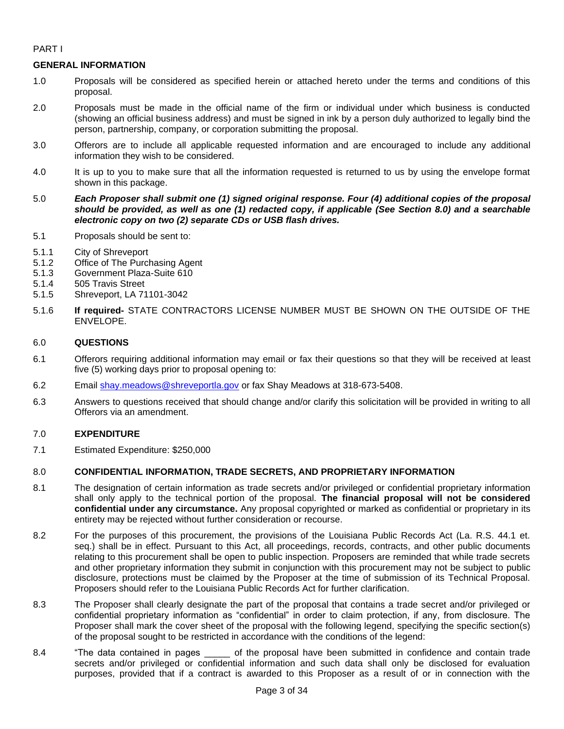PART I

**GENERAL INFORMATION**

1.0 Proposals will be considered as specified herein or attached hereto under the terms and conditions of this proposal.

2.0 Proposals must be made in the official name of the firm or individual under which business is conducted (showing an official business address) and must be signed in ink by a person duly authorized to legally bind the person, partnership, company, or corporation submitting the proposal.

3.0 Offerors are to include all applicable requested information and are encouraged to include any additional information they wish to be considered.

4.0 It is up to you to make sure that all the information requested is returned to us by using the envelope format shown in this package.

5.0 ***Each Proposer shall submit one (1) signed original response. Four (4) additional copies of the proposal should be provided, as well as one (1) redacted copy, if applicable (See Section 8.0) and a searchable electronic copy on two (2) separate CDs or USB flash drives.***

5.1 Proposals should be sent to:

5.1.1 City of Shreveport
5.1.2 Office of The Purchasing Agent
5.1.3 Government Plaza-Suite 610
5.1.4 505 Travis Street
5.1.5 Shreveport, LA 71101-3042

5.1.6 **If required-** STATE CONTRACTORS LICENSE NUMBER MUST BE SHOWN ON THE OUTSIDE OF THE ENVELOPE.

6.0 **QUESTIONS**

6.1 Offerors requiring additional information may email or fax their questions so that they will be received at least five (5) working days prior to proposal opening to:

6.2 Email shay.meadows@shreveportla.gov or fax Shay Meadows at 318-673-5408.

6.3 Answers to questions received that should change and/or clarify this solicitation will be provided in writing to all Offerors via an amendment.

7.0 **EXPENDITURE**

7.1 Estimated Expenditure: $250,000

8.0 **CONFIDENTIAL INFORMATION, TRADE SECRETS, AND PROPRIETARY INFORMATION**

8.1 The designation of certain information as trade secrets and/or privileged or confidential proprietary information shall only apply to the technical portion of the proposal. **The financial proposal will not be considered confidential under any circumstance.** Any proposal copyrighted or marked as confidential or proprietary in its entirety may be rejected without further consideration or recourse.

8.2 For the purposes of this procurement, the provisions of the Louisiana Public Records Act (La. R.S. 44.1 et. seq.) shall be in effect. Pursuant to this Act, all proceedings, records, contracts, and other public documents relating to this procurement shall be open to public inspection. Proposers are reminded that while trade secrets and other proprietary information they submit in conjunction with this procurement may not be subject to public disclosure, protections must be claimed by the Proposer at the time of submission of its Technical Proposal. Proposers should refer to the Louisiana Public Records Act for further clarification.

8.3 The Proposer shall clearly designate the part of the proposal that contains a trade secret and/or privileged or confidential proprietary information as "confidential" in order to claim protection, if any, from disclosure. The Proposer shall mark the cover sheet of the proposal with the following legend, specifying the specific section(s) of the proposal sought to be restricted in accordance with the conditions of the legend:

8.4 "The data contained in pages _____ of the proposal have been submitted in confidence and contain trade secrets and/or privileged or confidential information and such data shall only be disclosed for evaluation purposes, provided that if a contract is awarded to this Proposer as a result of or in connection with the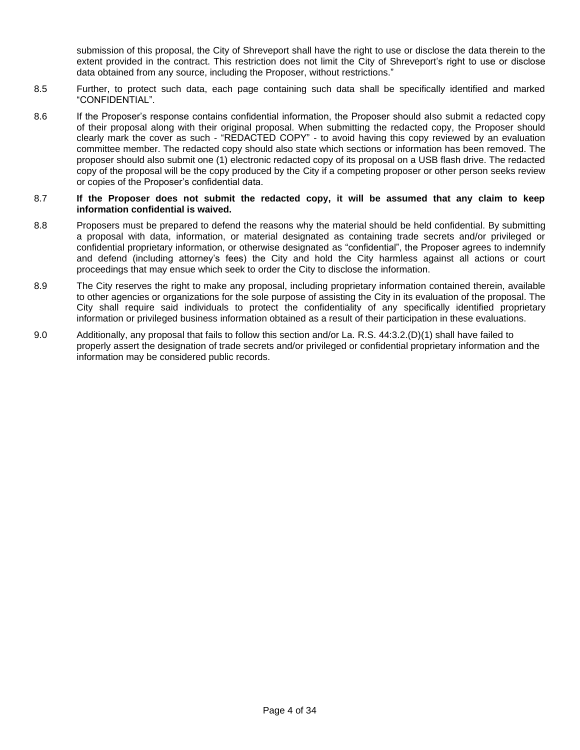submission of this proposal, the City of Shreveport shall have the right to use or disclose the data therein to the extent provided in the contract. This restriction does not limit the City of Shreveport's right to use or disclose data obtained from any source, including the Proposer, without restrictions."

8.5 Further, to protect such data, each page containing such data shall be specifically identified and marked "CONFIDENTIAL".

8.6 If the Proposer's response contains confidential information, the Proposer should also submit a redacted copy of their proposal along with their original proposal. When submitting the redacted copy, the Proposer should clearly mark the cover as such - "REDACTED COPY" - to avoid having this copy reviewed by an evaluation committee member. The redacted copy should also state which sections or information has been removed. The proposer should also submit one (1) electronic redacted copy of its proposal on a USB flash drive. The redacted copy of the proposal will be the copy produced by the City if a competing proposer or other person seeks review or copies of the Proposer's confidential data.

8.7 **If the Proposer does not submit the redacted copy, it will be assumed that any claim to keep information confidential is waived.**

8.8 Proposers must be prepared to defend the reasons why the material should be held confidential. By submitting a proposal with data, information, or material designated as containing trade secrets and/or privileged or confidential proprietary information, or otherwise designated as "confidential", the Proposer agrees to indemnify and defend (including attorney's fees) the City and hold the City harmless against all actions or court proceedings that may ensue which seek to order the City to disclose the information.

8.9 The City reserves the right to make any proposal, including proprietary information contained therein, available to other agencies or organizations for the sole purpose of assisting the City in its evaluation of the proposal. The City shall require said individuals to protect the confidentiality of any specifically identified proprietary information or privileged business information obtained as a result of their participation in these evaluations.

9.0 Additionally, any proposal that fails to follow this section and/or La. R.S. 44:3.2.(D)(1) shall have failed to properly assert the designation of trade secrets and/or privileged or confidential proprietary information and the information may be considered public records.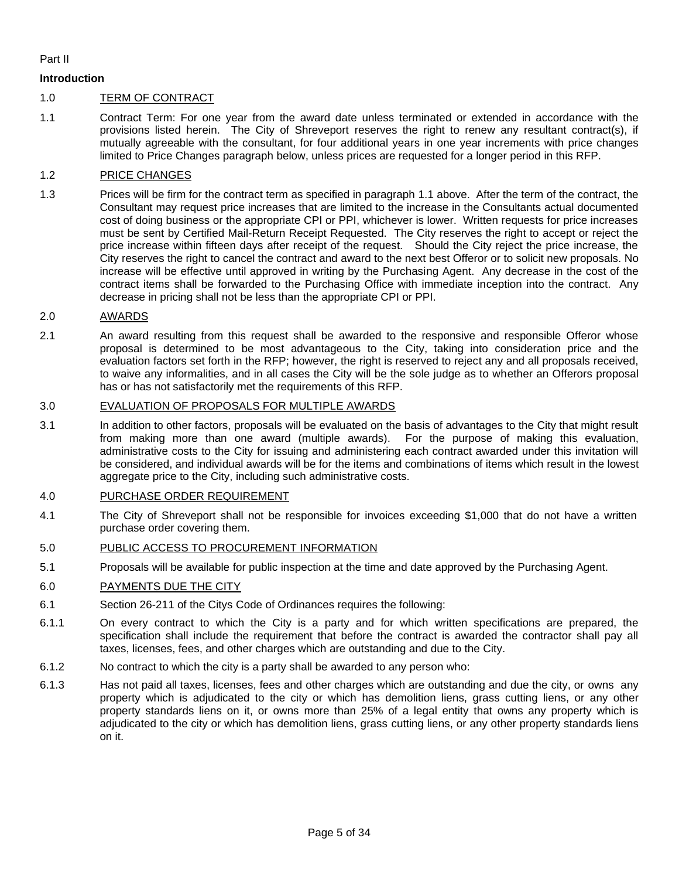Part II

**Introduction**

1.0 TERM OF CONTRACT

1.1 Contract Term: For one year from the award date unless terminated or extended in accordance with the provisions listed herein. The City of Shreveport reserves the right to renew any resultant contract(s), if mutually agreeable with the consultant, for four additional years in one year increments with price changes limited to Price Changes paragraph below, unless prices are requested for a longer period in this RFP.

1.2 PRICE CHANGES

1.3 Prices will be firm for the contract term as specified in paragraph 1.1 above. After the term of the contract, the Consultant may request price increases that are limited to the increase in the Consultants actual documented cost of doing business or the appropriate CPI or PPI, whichever is lower. Written requests for price increases must be sent by Certified Mail-Return Receipt Requested. The City reserves the right to accept or reject the price increase within fifteen days after receipt of the request. Should the City reject the price increase, the City reserves the right to cancel the contract and award to the next best Offeror or to solicit new proposals. No increase will be effective until approved in writing by the Purchasing Agent. Any decrease in the cost of the contract items shall be forwarded to the Purchasing Office with immediate inception into the contract. Any decrease in pricing shall not be less than the appropriate CPI or PPI.

2.0 AWARDS

2.1 An award resulting from this request shall be awarded to the responsive and responsible Offeror whose proposal is determined to be most advantageous to the City, taking into consideration price and the evaluation factors set forth in the RFP; however, the right is reserved to reject any and all proposals received, to waive any informalities, and in all cases the City will be the sole judge as to whether an Offerors proposal has or has not satisfactorily met the requirements of this RFP.

3.0 EVALUATION OF PROPOSALS FOR MULTIPLE AWARDS

3.1 In addition to other factors, proposals will be evaluated on the basis of advantages to the City that might result from making more than one award (multiple awards). For the purpose of making this evaluation, administrative costs to the City for issuing and administering each contract awarded under this invitation will be considered, and individual awards will be for the items and combinations of items which result in the lowest aggregate price to the City, including such administrative costs.

4.0 PURCHASE ORDER REQUIREMENT

4.1 The City of Shreveport shall not be responsible for invoices exceeding $1,000 that do not have a written purchase order covering them.

5.0 PUBLIC ACCESS TO PROCUREMENT INFORMATION

5.1 Proposals will be available for public inspection at the time and date approved by the Purchasing Agent.

6.0 PAYMENTS DUE THE CITY

6.1 Section 26-211 of the Citys Code of Ordinances requires the following:

6.1.1 On every contract to which the City is a party and for which written specifications are prepared, the specification shall include the requirement that before the contract is awarded the contractor shall pay all taxes, licenses, fees, and other charges which are outstanding and due to the City.

6.1.2 No contract to which the city is a party shall be awarded to any person who:

6.1.3 Has not paid all taxes, licenses, fees and other charges which are outstanding and due the city, or owns any property which is adjudicated to the city or which has demolition liens, grass cutting liens, or any other property standards liens on it, or owns more than 25% of a legal entity that owns any property which is adjudicated to the city or which has demolition liens, grass cutting liens, or any other property standards liens on it.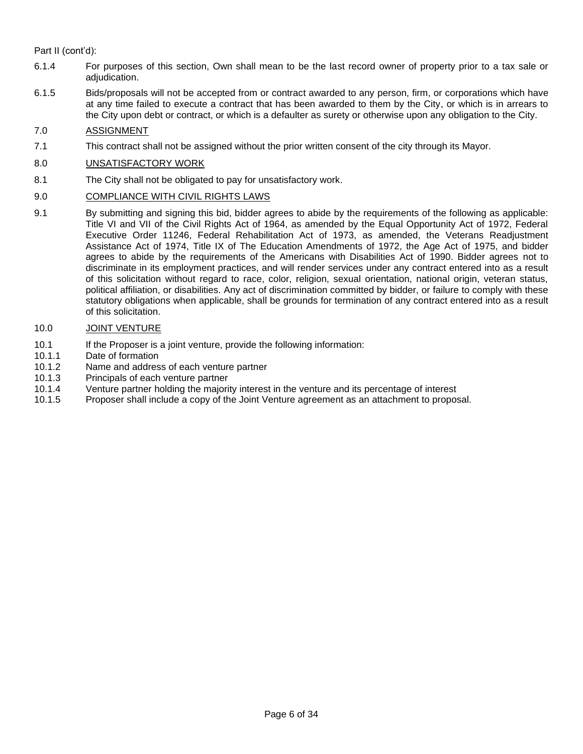Part II (cont'd):

6.1.4 For purposes of this section, Own shall mean to be the last record owner of property prior to a tax sale or adjudication.

6.1.5 Bids/proposals will not be accepted from or contract awarded to any person, firm, or corporations which have at any time failed to execute a contract that has been awarded to them by the City, or which is in arrears to the City upon debt or contract, or which is a defaulter as surety or otherwise upon any obligation to the City.

7.0 ASSIGNMENT

7.1 This contract shall not be assigned without the prior written consent of the city through its Mayor.

8.0 UNSATISFACTORY WORK

8.1 The City shall not be obligated to pay for unsatisfactory work.

9.0 COMPLIANCE WITH CIVIL RIGHTS LAWS

9.1 By submitting and signing this bid, bidder agrees to abide by the requirements of the following as applicable: Title VI and VII of the Civil Rights Act of 1964, as amended by the Equal Opportunity Act of 1972, Federal Executive Order 11246, Federal Rehabilitation Act of 1973, as amended, the Veterans Readjustment Assistance Act of 1974, Title IX of The Education Amendments of 1972, the Age Act of 1975, and bidder agrees to abide by the requirements of the Americans with Disabilities Act of 1990. Bidder agrees not to discriminate in its employment practices, and will render services under any contract entered into as a result of this solicitation without regard to race, color, religion, sexual orientation, national origin, veteran status, political affiliation, or disabilities. Any act of discrimination committed by bidder, or failure to comply with these statutory obligations when applicable, shall be grounds for termination of any contract entered into as a result of this solicitation.

10.0 JOINT VENTURE

10.1 If the Proposer is a joint venture, provide the following information:
10.1.1 Date of formation
10.1.2 Name and address of each venture partner
10.1.3 Principals of each venture partner
10.1.4 Venture partner holding the majority interest in the venture and its percentage of interest
10.1.5 Proposer shall include a copy of the Joint Venture agreement as an attachment to proposal.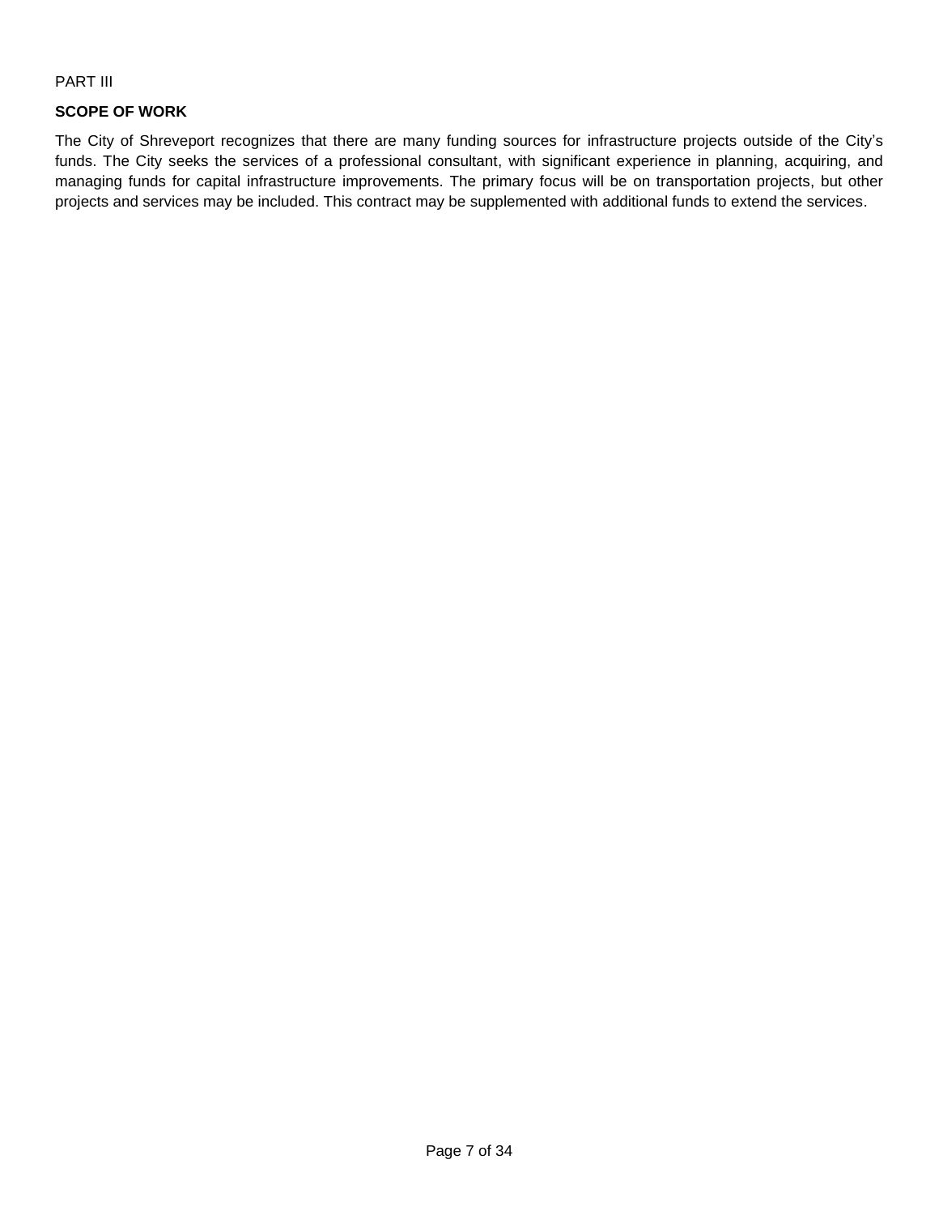PART III

## SCOPE OF WORK

The City of Shreveport recognizes that there are many funding sources for infrastructure projects outside of the City's funds. The City seeks the services of a professional consultant, with significant experience in planning, acquiring, and managing funds for capital infrastructure improvements. The primary focus will be on transportation projects, but other projects and services may be included. This contract may be supplemented with additional funds to extend the services.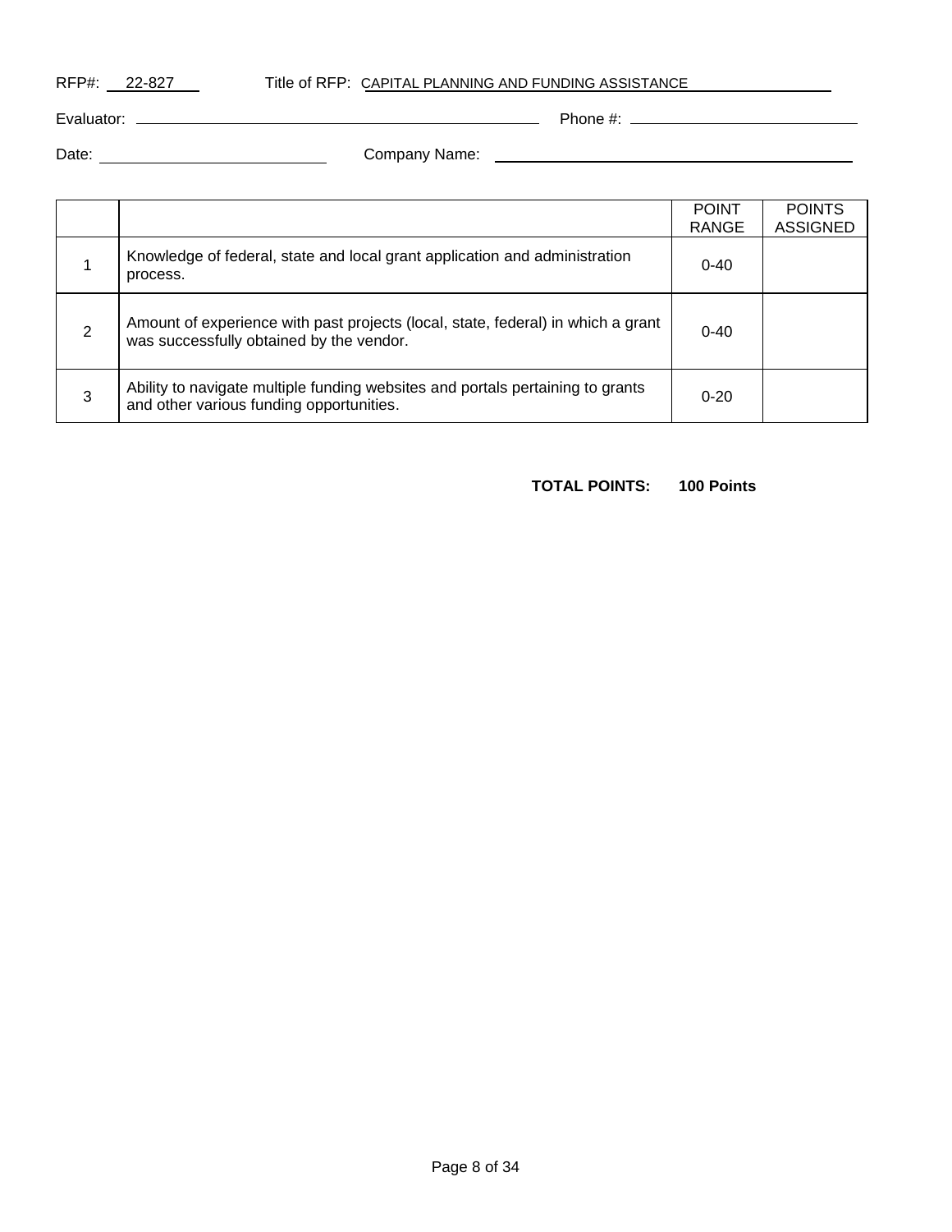RFP#: 22-827 Title of RFP: CAPITAL PLANNING AND FUNDING ASSISTANCE

Evaluator: \_\_\_\_\_\_\_\_\_\_\_\_\_\_\_\_\_\_\_\_ Phone #: \_\_\_\_\_\_\_\_\_\_\_\_\_\_\_\_\_\_\_\_

Date: \_\_\_\_\_\_\_\_\_\_\_\_\_\_\_\_\_\_\_\_ Company Name: \_\_\_\_\_\_\_\_\_\_\_\_\_\_\_\_\_\_\_\_

| | | POINT RANGE | POINTS ASSIGNED |
|---|---|---|---|
| 1 | Knowledge of federal, state and local grant application and administration process. | 0-40 | |
| 2 | Amount of experience with past projects (local, state, federal) in which a grant was successfully obtained by the vendor. | 0-40 | |
| 3 | Ability to navigate multiple funding websites and portals pertaining to grants and other various funding opportunities. | 0-20 | |

**TOTAL POINTS: 100 Points**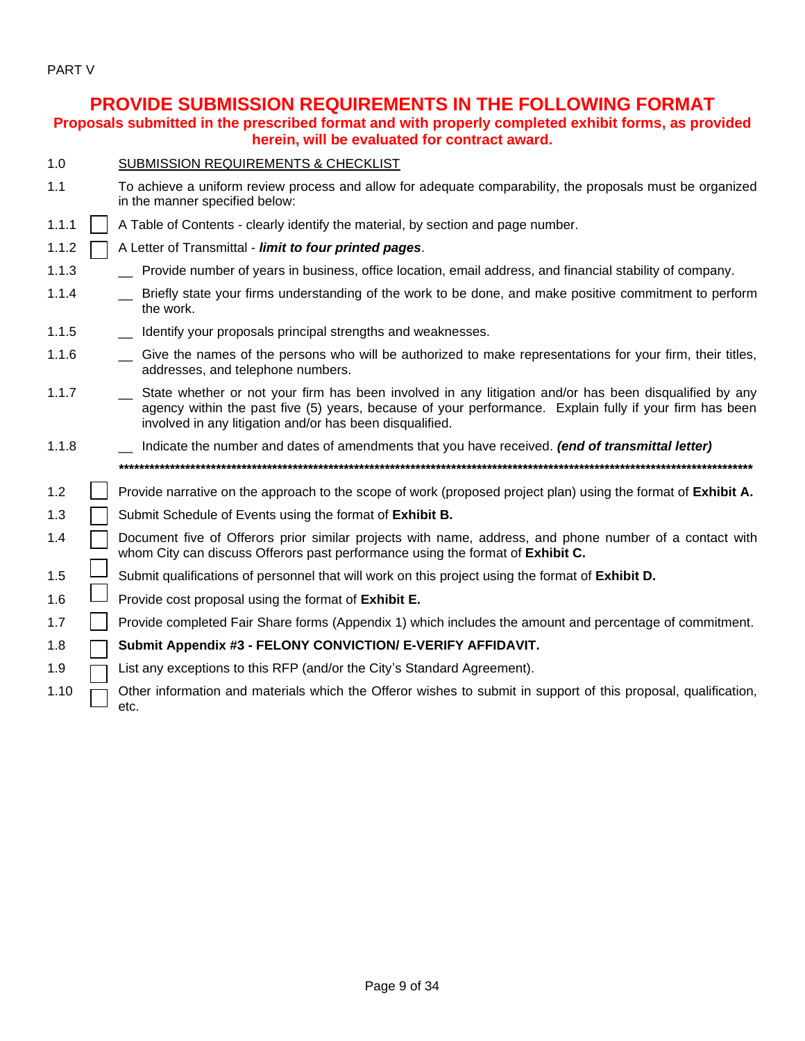PART V

## PROVIDE SUBMISSION REQUIREMENTS IN THE FOLLOWING FORMAT

**Proposals submitted in the prescribed format and with properly completed exhibit forms, as provided herein, will be evaluated for contract award.**

1.0 SUBMISSION REQUIREMENTS & CHECKLIST

1.1 To achieve a uniform review process and allow for adequate comparability, the proposals must be organized in the manner specified below:

1.1.1 ☐ A Table of Contents - clearly identify the material, by section and page number.

1.1.2 ☐ A Letter of Transmittal - ***limit to four printed pages***.

1.1.3 __ Provide number of years in business, office location, email address, and financial stability of company.

1.1.4 __ Briefly state your firms understanding of the work to be done, and make positive commitment to perform the work.

1.1.5 __ Identify your proposals principal strengths and weaknesses.

1.1.6 __ Give the names of the persons who will be authorized to make representations for your firm, their titles, addresses, and telephone numbers.

1.1.7 __ State whether or not your firm has been involved in any litigation and/or has been disqualified by any agency within the past five (5) years, because of your performance. Explain fully if your firm has been involved in any litigation and/or has been disqualified.

1.1.8 __ Indicate the number and dates of amendments that you have received. ***(end of transmittal letter)***

**************************************************************************************************************************

1.2 ☐ Provide narrative on the approach to the scope of work (proposed project plan) using the format of **Exhibit A.**

1.3 ☐ Submit Schedule of Events using the format of **Exhibit B.**

1.4 ☐ Document five of Offerors prior similar projects with name, address, and phone number of a contact with whom City can discuss Offerors past performance using the format of **Exhibit C.**

1.5 ☐ Submit qualifications of personnel that will work on this project using the format of **Exhibit D.**

1.6 ☐ Provide cost proposal using the format of **Exhibit E.**

1.7 ☐ Provide completed Fair Share forms (Appendix 1) which includes the amount and percentage of commitment.

1.8 ☐ **Submit Appendix #3 - FELONY CONVICTION/ E-VERIFY AFFIDAVIT.**

1.9 ☐ List any exceptions to this RFP (and/or the City's Standard Agreement).

1.10 ☐ Other information and materials which the Offeror wishes to submit in support of this proposal, qualification, etc.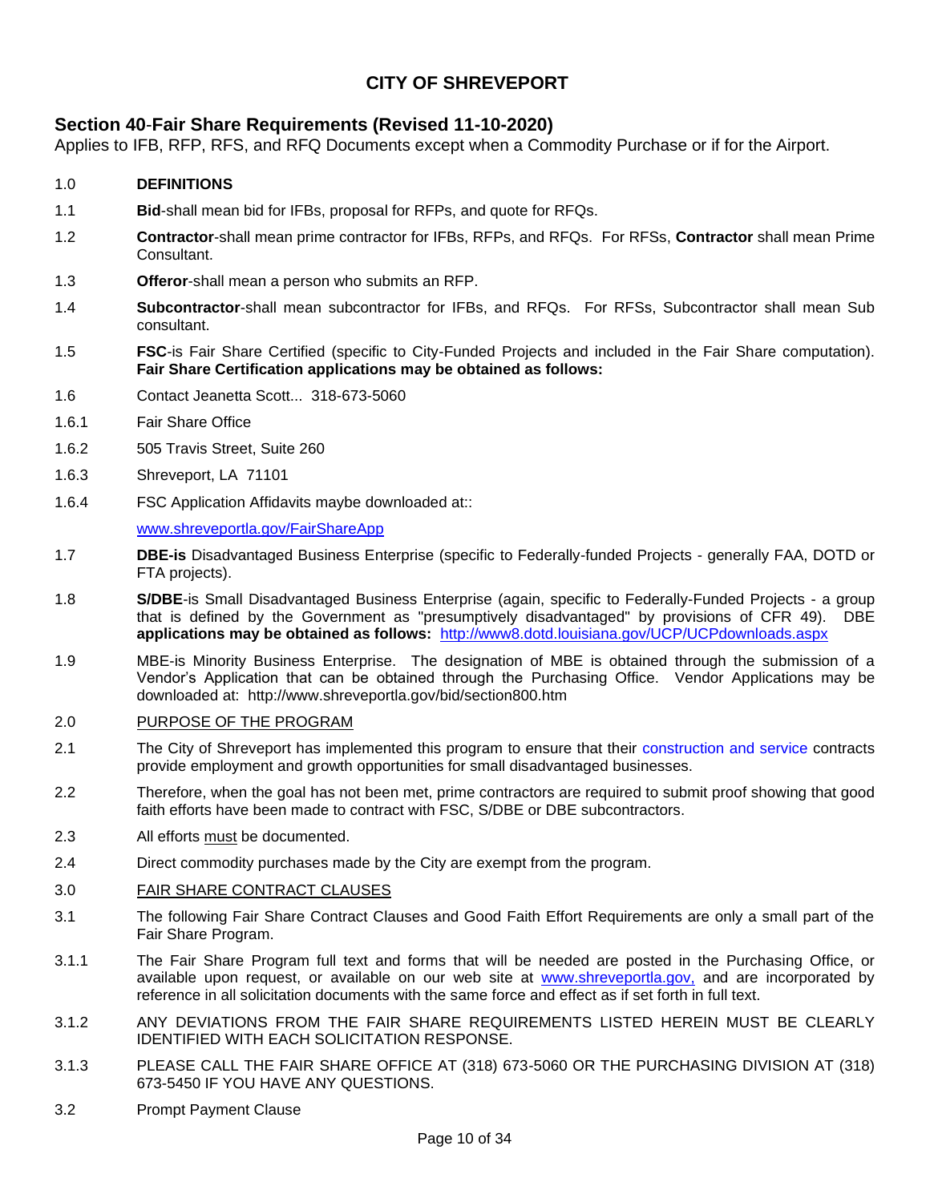# CITY OF SHREVEPORT

## Section 40-Fair Share Requirements (Revised 11-10-2020)

Applies to IFB, RFP, RFS, and RFQ Documents except when a Commodity Purchase or if for the Airport.

1.0 **DEFINITIONS**

1.1 **Bid**-shall mean bid for IFBs, proposal for RFPs, and quote for RFQs.

1.2 **Contractor**-shall mean prime contractor for IFBs, RFPs, and RFQs. For RFSs, **Contractor** shall mean Prime Consultant.

1.3 **Offeror**-shall mean a person who submits an RFP.

1.4 **Subcontractor**-shall mean subcontractor for IFBs, and RFQs. For RFSs, Subcontractor shall mean Sub consultant.

1.5 **FSC**-is Fair Share Certified (specific to City-Funded Projects and included in the Fair Share computation). **Fair Share Certification applications may be obtained as follows:**

1.6 Contact Jeanetta Scott... 318-673-5060

1.6.1 Fair Share Office

1.6.2 505 Travis Street, Suite 260

1.6.3 Shreveport, LA 71101

1.6.4 FSC Application Affidavits maybe downloaded at::

www.shreveportla.gov/FairShareApp

1.7 **DBE-is** Disadvantaged Business Enterprise (specific to Federally-funded Projects - generally FAA, DOTD or FTA projects).

1.8 **S/DBE**-is Small Disadvantaged Business Enterprise (again, specific to Federally-Funded Projects - a group that is defined by the Government as "presumptively disadvantaged" by provisions of CFR 49). DBE **applications may be obtained as follows:** http://www8.dotd.louisiana.gov/UCP/UCPdownloads.aspx

1.9 MBE-is Minority Business Enterprise. The designation of MBE is obtained through the submission of a Vendor's Application that can be obtained through the Purchasing Office. Vendor Applications may be downloaded at: http://www.shreveportla.gov/bid/section800.htm

2.0 PURPOSE OF THE PROGRAM

2.1 The City of Shreveport has implemented this program to ensure that their construction and service contracts provide employment and growth opportunities for small disadvantaged businesses.

2.2 Therefore, when the goal has not been met, prime contractors are required to submit proof showing that good faith efforts have been made to contract with FSC, S/DBE or DBE subcontractors.

2.3 All efforts must be documented.

2.4 Direct commodity purchases made by the City are exempt from the program.

3.0 FAIR SHARE CONTRACT CLAUSES

3.1 The following Fair Share Contract Clauses and Good Faith Effort Requirements are only a small part of the Fair Share Program.

3.1.1 The Fair Share Program full text and forms that will be needed are posted in the Purchasing Office, or available upon request, or available on our web site at www.shreveportla.gov, and are incorporated by reference in all solicitation documents with the same force and effect as if set forth in full text.

3.1.2 ANY DEVIATIONS FROM THE FAIR SHARE REQUIREMENTS LISTED HEREIN MUST BE CLEARLY IDENTIFIED WITH EACH SOLICITATION RESPONSE.

3.1.3 PLEASE CALL THE FAIR SHARE OFFICE AT (318) 673-5060 OR THE PURCHASING DIVISION AT (318) 673-5450 IF YOU HAVE ANY QUESTIONS.

3.2 Prompt Payment Clause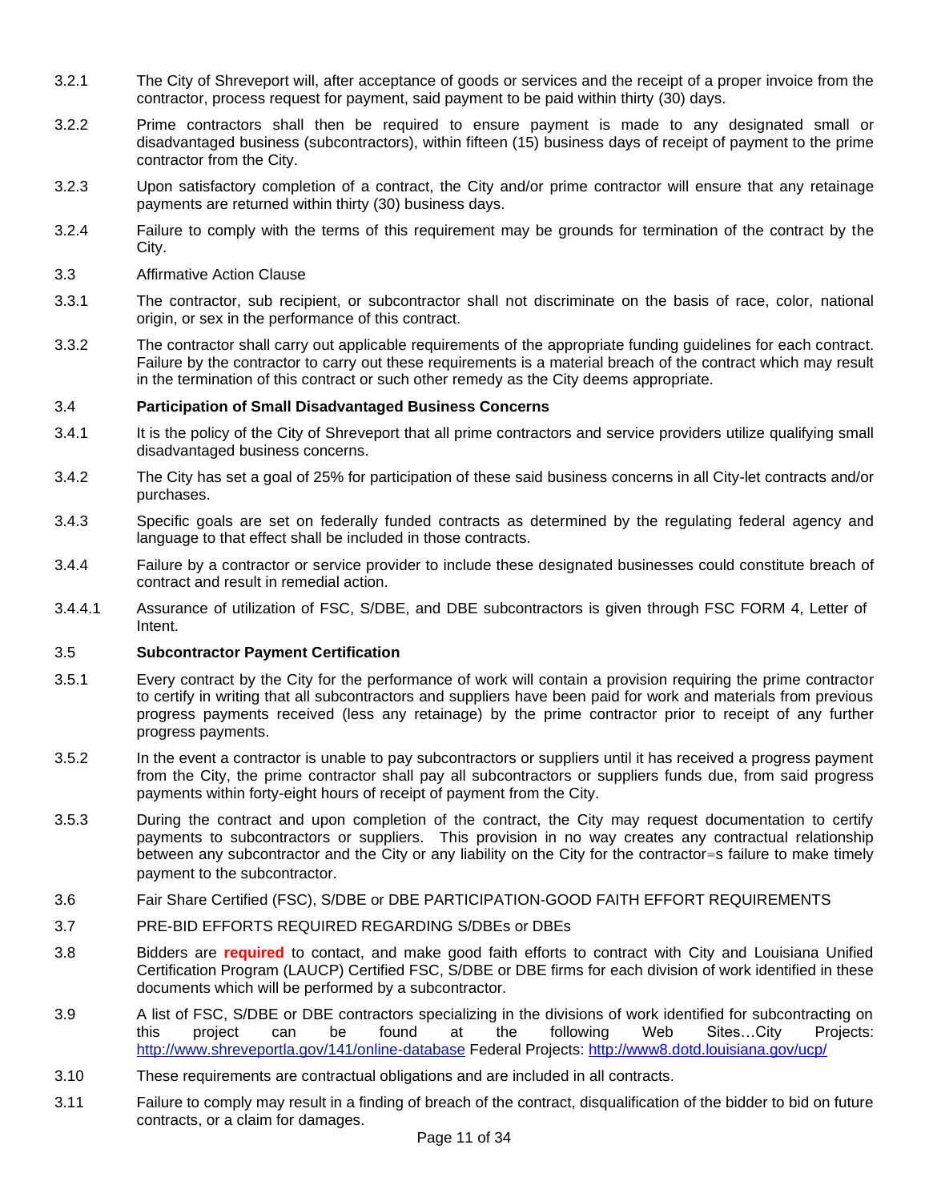3.2.1 The City of Shreveport will, after acceptance of goods or services and the receipt of a proper invoice from the contractor, process request for payment, said payment to be paid within thirty (30) days.

3.2.2 Prime contractors shall then be required to ensure payment is made to any designated small or disadvantaged business (subcontractors), within fifteen (15) business days of receipt of payment to the prime contractor from the City.

3.2.3 Upon satisfactory completion of a contract, the City and/or prime contractor will ensure that any retainage payments are returned within thirty (30) business days.

3.2.4 Failure to comply with the terms of this requirement may be grounds for termination of the contract by the City.

3.3 Affirmative Action Clause

3.3.1 The contractor, sub recipient, or subcontractor shall not discriminate on the basis of race, color, national origin, or sex in the performance of this contract.

3.3.2 The contractor shall carry out applicable requirements of the appropriate funding guidelines for each contract. Failure by the contractor to carry out these requirements is a material breach of the contract which may result in the termination of this contract or such other remedy as the City deems appropriate.

### 3.4 Participation of Small Disadvantaged Business Concerns

3.4.1 It is the policy of the City of Shreveport that all prime contractors and service providers utilize qualifying small disadvantaged business concerns.

3.4.2 The City has set a goal of 25% for participation of these said business concerns in all City-let contracts and/or purchases.

3.4.3 Specific goals are set on federally funded contracts as determined by the regulating federal agency and language to that effect shall be included in those contracts.

3.4.4 Failure by a contractor or service provider to include these designated businesses could constitute breach of contract and result in remedial action.

3.4.4.1 Assurance of utilization of FSC, S/DBE, and DBE subcontractors is given through FSC FORM 4, Letter of Intent.

### 3.5 Subcontractor Payment Certification

3.5.1 Every contract by the City for the performance of work will contain a provision requiring the prime contractor to certify in writing that all subcontractors and suppliers have been paid for work and materials from previous progress payments received (less any retainage) by the prime contractor prior to receipt of any further progress payments.

3.5.2 In the event a contractor is unable to pay subcontractors or suppliers until it has received a progress payment from the City, the prime contractor shall pay all subcontractors or suppliers funds due, from said progress payments within forty-eight hours of receipt of payment from the City.

3.5.3 During the contract and upon completion of the contract, the City may request documentation to certify payments to subcontractors or suppliers. This provision in no way creates any contractual relationship between any subcontractor and the City or any liability on the City for the contractor=s failure to make timely payment to the subcontractor.

3.6 Fair Share Certified (FSC), S/DBE or DBE PARTICIPATION-GOOD FAITH EFFORT REQUIREMENTS

3.7 PRE-BID EFFORTS REQUIRED REGARDING S/DBEs or DBEs

3.8 Bidders are **required** to contact, and make good faith efforts to contract with City and Louisiana Unified Certification Program (LAUCP) Certified FSC, S/DBE or DBE firms for each division of work identified in these documents which will be performed by a subcontractor.

3.9 A list of FSC, S/DBE or DBE contractors specializing in the divisions of work identified for subcontracting on this project can be found at the following Web Sites…City Projects: http://www.shreveportla.gov/141/online-database Federal Projects: http://www8.dotd.louisiana.gov/ucp/

3.10 These requirements are contractual obligations and are included in all contracts.

3.11 Failure to comply may result in a finding of breach of the contract, disqualification of the bidder to bid on future contracts, or a claim for damages.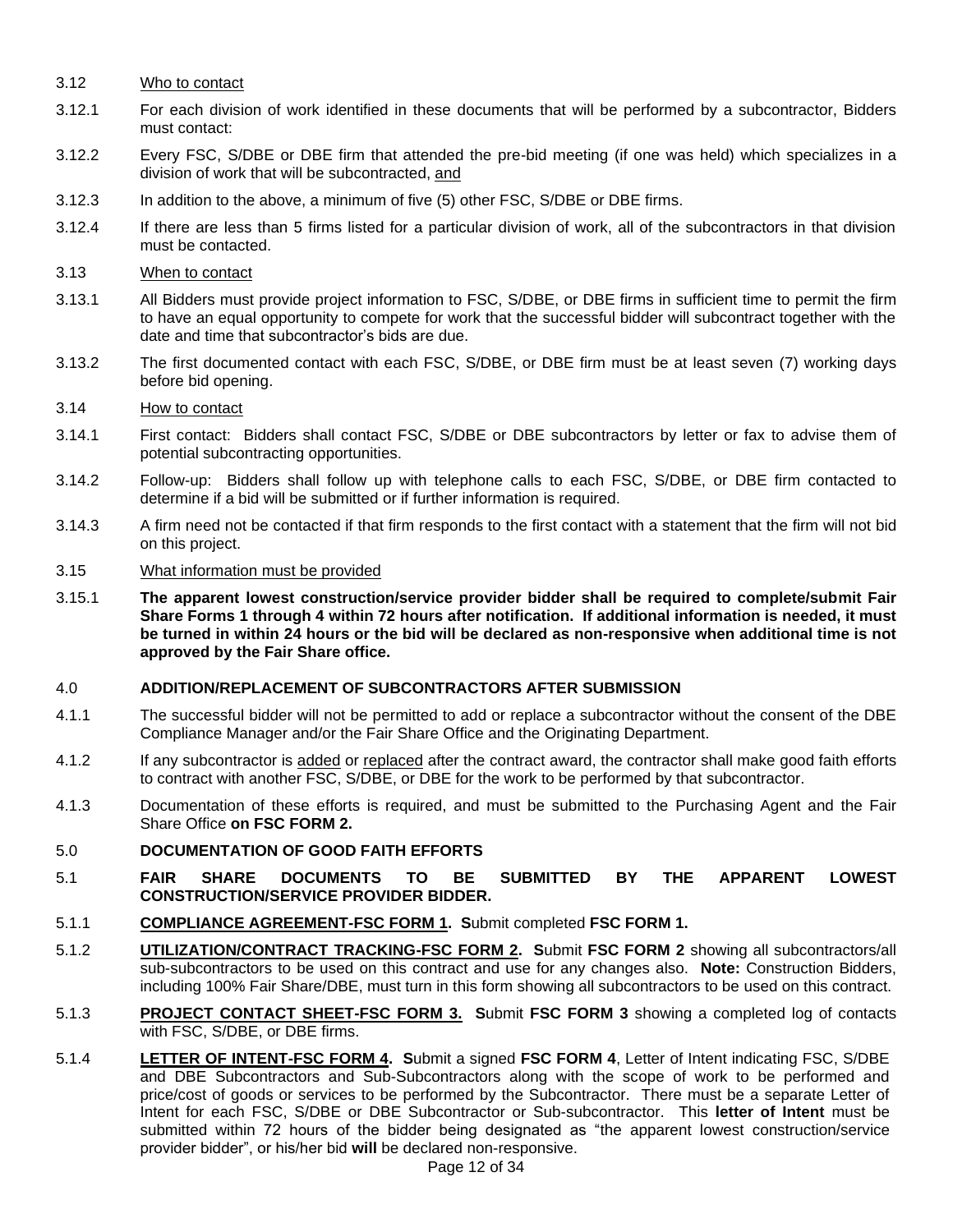3.12 Who to contact

3.12.1 For each division of work identified in these documents that will be performed by a subcontractor, Bidders must contact:

3.12.2 Every FSC, S/DBE or DBE firm that attended the pre-bid meeting (if one was held) which specializes in a division of work that will be subcontracted, and

3.12.3 In addition to the above, a minimum of five (5) other FSC, S/DBE or DBE firms.

3.12.4 If there are less than 5 firms listed for a particular division of work, all of the subcontractors in that division must be contacted.

3.13 When to contact

3.13.1 All Bidders must provide project information to FSC, S/DBE, or DBE firms in sufficient time to permit the firm to have an equal opportunity to compete for work that the successful bidder will subcontract together with the date and time that subcontractor's bids are due.

3.13.2 The first documented contact with each FSC, S/DBE, or DBE firm must be at least seven (7) working days before bid opening.

3.14 How to contact

3.14.1 First contact: Bidders shall contact FSC, S/DBE or DBE subcontractors by letter or fax to advise them of potential subcontracting opportunities.

3.14.2 Follow-up: Bidders shall follow up with telephone calls to each FSC, S/DBE, or DBE firm contacted to determine if a bid will be submitted or if further information is required.

3.14.3 A firm need not be contacted if that firm responds to the first contact with a statement that the firm will not bid on this project.

3.15 What information must be provided

3.15.1 **The apparent lowest construction/service provider bidder shall be required to complete/submit Fair Share Forms 1 through 4 within 72 hours after notification. If additional information is needed, it must be turned in within 24 hours or the bid will be declared as non-responsive when additional time is not approved by the Fair Share office.**

## 4.0 ADDITION/REPLACEMENT OF SUBCONTRACTORS AFTER SUBMISSION

4.1.1 The successful bidder will not be permitted to add or replace a subcontractor without the consent of the DBE Compliance Manager and/or the Fair Share Office and the Originating Department.

4.1.2 If any subcontractor is added or replaced after the contract award, the contractor shall make good faith efforts to contract with another FSC, S/DBE, or DBE for the work to be performed by that subcontractor.

4.1.3 Documentation of these efforts is required, and must be submitted to the Purchasing Agent and the Fair Share Office **on FSC FORM 2.**

## 5.0 DOCUMENTATION OF GOOD FAITH EFFORTS

### 5.1 FAIR SHARE DOCUMENTS TO BE SUBMITTED BY THE APPARENT LOWEST CONSTRUCTION/SERVICE PROVIDER BIDDER.

5.1.1 **COMPLIANCE AGREEMENT-FSC FORM 1. S**ubmit completed **FSC FORM 1.**

5.1.2 **UTILIZATION/CONTRACT TRACKING-FSC FORM 2. S**ubmit **FSC FORM 2** showing all subcontractors/all sub-subcontractors to be used on this contract and use for any changes also. **Note:** Construction Bidders, including 100% Fair Share/DBE, must turn in this form showing all subcontractors to be used on this contract.

5.1.3 **PROJECT CONTACT SHEET-FSC FORM 3. S**ubmit **FSC FORM 3** showing a completed log of contacts with FSC, S/DBE, or DBE firms.

5.1.4 **LETTER OF INTENT-FSC FORM 4. S**ubmit a signed **FSC FORM 4**, Letter of Intent indicating FSC, S/DBE and DBE Subcontractors and Sub-Subcontractors along with the scope of work to be performed and price/cost of goods or services to be performed by the Subcontractor. There must be a separate Letter of Intent for each FSC, S/DBE or DBE Subcontractor or Sub-subcontractor. This **letter of Intent** must be submitted within 72 hours of the bidder being designated as "the apparent lowest construction/service provider bidder", or his/her bid **will** be declared non-responsive.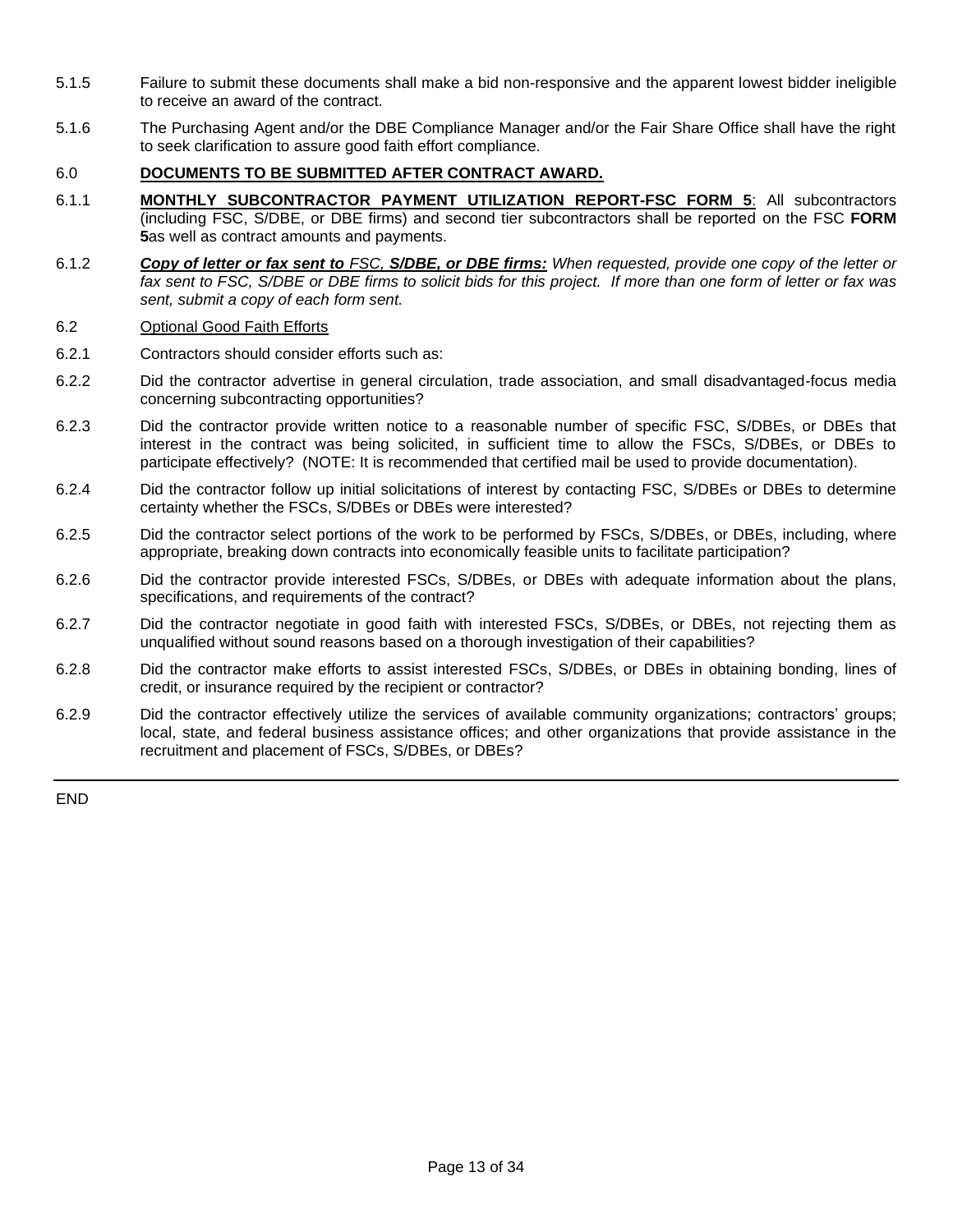5.1.5 Failure to submit these documents shall make a bid non-responsive and the apparent lowest bidder ineligible to receive an award of the contract.

5.1.6 The Purchasing Agent and/or the DBE Compliance Manager and/or the Fair Share Office shall have the right to seek clarification to assure good faith effort compliance.

## 6.0 **DOCUMENTS TO BE SUBMITTED AFTER CONTRACT AWARD.**

6.1.1 **MONTHLY SUBCONTRACTOR PAYMENT UTILIZATION REPORT-FSC FORM 5**: All subcontractors (including FSC, S/DBE, or DBE firms) and second tier subcontractors shall be reported on the FSC **FORM 5**as well as contract amounts and payments.

6.1.2 ***Copy of letter or fax sent to** FSC, **S/DBE, or DBE firms:*** *When requested, provide one copy of the letter or fax sent to FSC, S/DBE or DBE firms to solicit bids for this project. If more than one form of letter or fax was sent, submit a copy of each form sent.*

6.2 Optional Good Faith Efforts

6.2.1 Contractors should consider efforts such as:

6.2.2 Did the contractor advertise in general circulation, trade association, and small disadvantaged-focus media concerning subcontracting opportunities?

6.2.3 Did the contractor provide written notice to a reasonable number of specific FSC, S/DBEs, or DBEs that interest in the contract was being solicited, in sufficient time to allow the FSCs, S/DBEs, or DBEs to participate effectively? (NOTE: It is recommended that certified mail be used to provide documentation).

6.2.4 Did the contractor follow up initial solicitations of interest by contacting FSC, S/DBEs or DBEs to determine certainty whether the FSCs, S/DBEs or DBEs were interested?

6.2.5 Did the contractor select portions of the work to be performed by FSCs, S/DBEs, or DBEs, including, where appropriate, breaking down contracts into economically feasible units to facilitate participation?

6.2.6 Did the contractor provide interested FSCs, S/DBEs, or DBEs with adequate information about the plans, specifications, and requirements of the contract?

6.2.7 Did the contractor negotiate in good faith with interested FSCs, S/DBEs, or DBEs, not rejecting them as unqualified without sound reasons based on a thorough investigation of their capabilities?

6.2.8 Did the contractor make efforts to assist interested FSCs, S/DBEs, or DBEs in obtaining bonding, lines of credit, or insurance required by the recipient or contractor?

6.2.9 Did the contractor effectively utilize the services of available community organizations; contractors' groups; local, state, and federal business assistance offices; and other organizations that provide assistance in the recruitment and placement of FSCs, S/DBEs, or DBEs?

---

END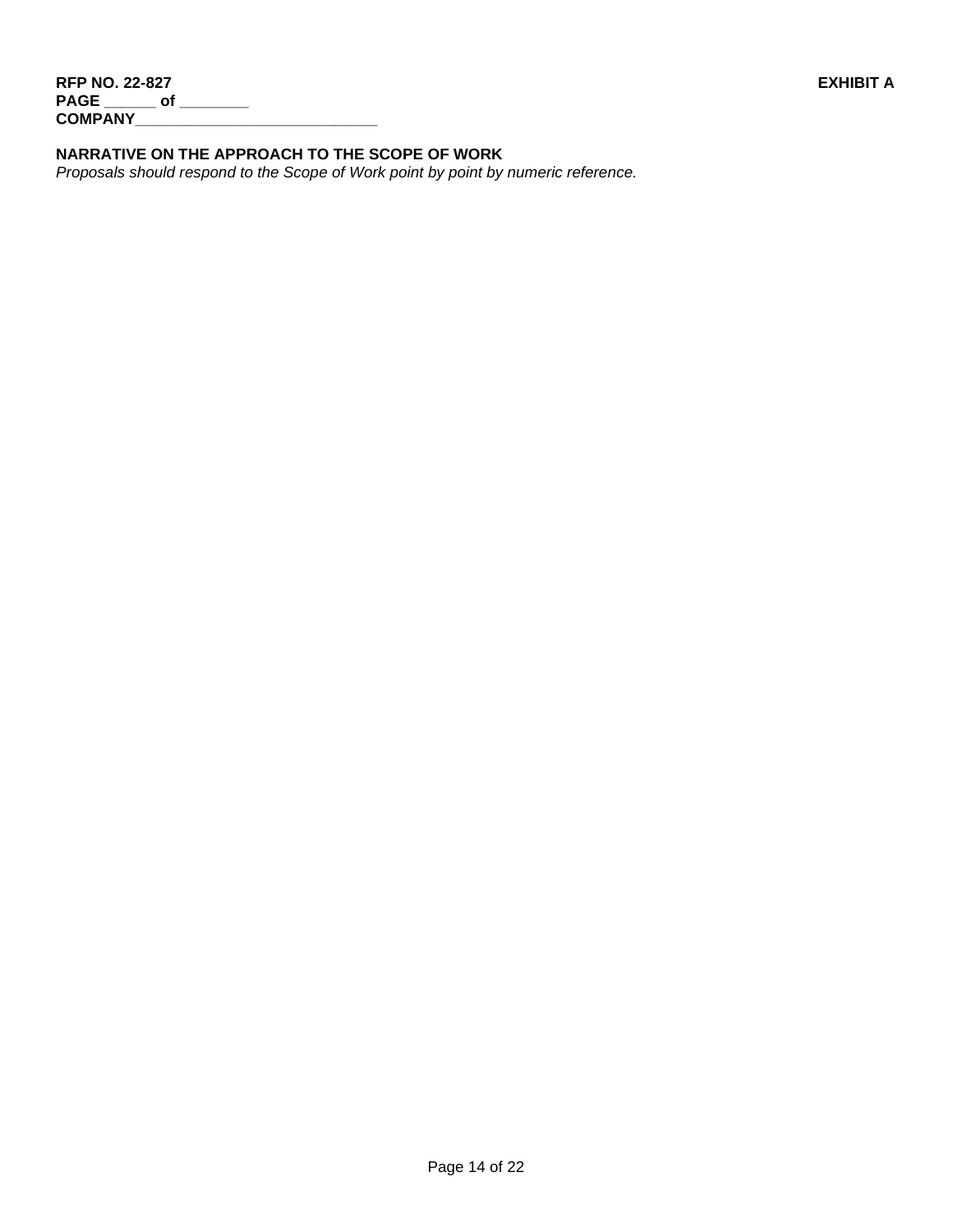**RFP NO. 22-827** **EXHIBIT A**
**PAGE ______ of ________**
**COMPANY_____________________________**

**NARRATIVE ON THE APPROACH TO THE SCOPE OF WORK**

*Proposals should respond to the Scope of Work point by point by numeric reference.*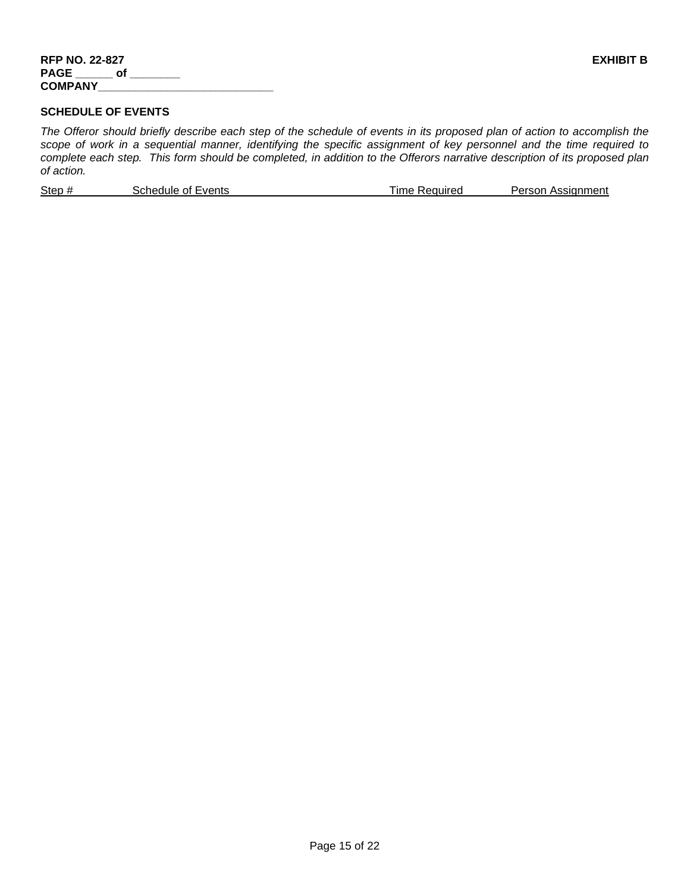**RFP NO. 22-827** **EXHIBIT B**
**PAGE ______ of ________**
**COMPANY_____________________________**

**SCHEDULE OF EVENTS**

*The Offeror should briefly describe each step of the schedule of events in its proposed plan of action to accomplish the scope of work in a sequential manner, identifying the specific assignment of key personnel and the time required to complete each step. This form should be completed, in addition to the Offerors narrative description of its proposed plan of action.*

| Step # | Schedule of Events | Time Required | Person Assignment |
|---|---|---|---|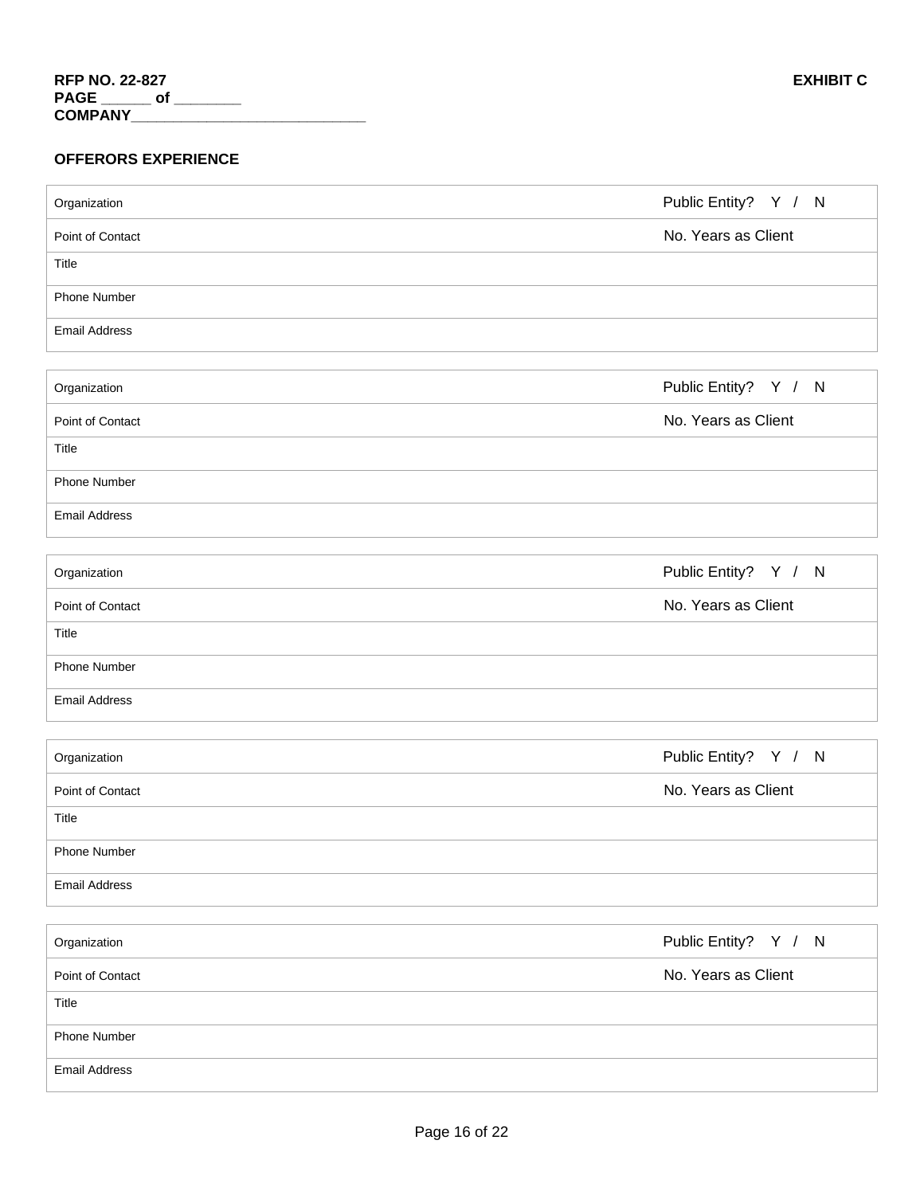**RFP NO. 22-827** **EXHIBIT C**
**PAGE ______ of ________**
**COMPANY_____________________________**

**OFFERORS EXPERIENCE**

| Organization | Public Entity? Y / N |
|---|---|
| Point of Contact | No. Years as Client |
| Title | |
| Phone Number | |
| Email Address | |

| Organization | Public Entity? Y / N |
|---|---|
| Point of Contact | No. Years as Client |
| Title | |
| Phone Number | |
| Email Address | |

| Organization | Public Entity? Y / N |
|---|---|
| Point of Contact | No. Years as Client |
| Title | |
| Phone Number | |
| Email Address | |

| Organization | Public Entity? Y / N |
|---|---|
| Point of Contact | No. Years as Client |
| Title | |
| Phone Number | |
| Email Address | |

| Organization | Public Entity? Y / N |
|---|---|
| Point of Contact | No. Years as Client |
| Title | |
| Phone Number | |
| Email Address | |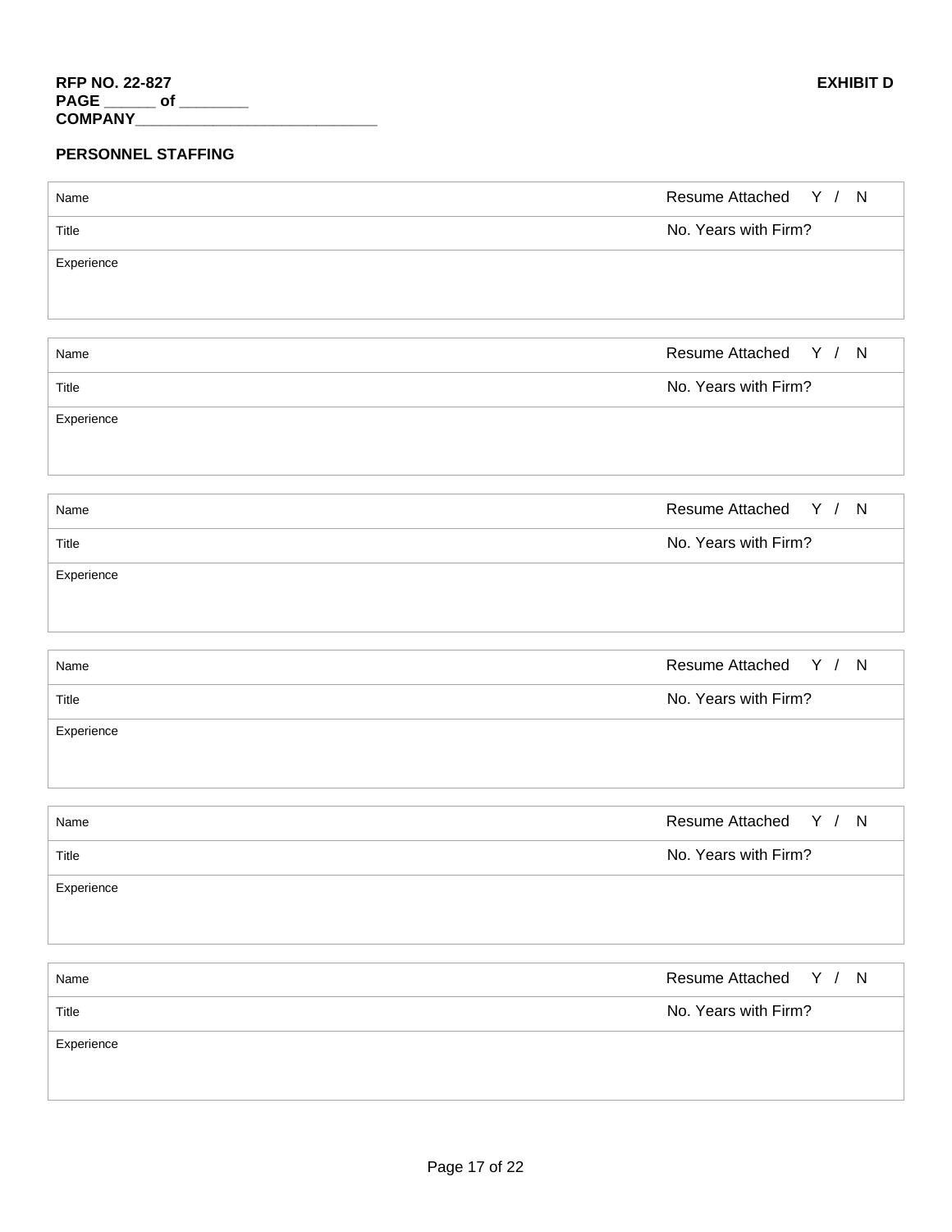**RFP NO. 22-827**
**PAGE ______ of ________**
**COMPANY_____________________________**

**EXHIBIT D**

**PERSONNEL STAFFING**

| Name | Resume Attached Y / N |
|---|---|
| Title | No. Years with Firm? |
| Experience | |

| Name | Resume Attached Y / N |
|---|---|
| Title | No. Years with Firm? |
| Experience | |

| Name | Resume Attached Y / N |
|---|---|
| Title | No. Years with Firm? |
| Experience | |

| Name | Resume Attached Y / N |
|---|---|
| Title | No. Years with Firm? |
| Experience | |

| Name | Resume Attached Y / N |
|---|---|
| Title | No. Years with Firm? |
| Experience | |

| Name | Resume Attached Y / N |
|---|---|
| Title | No. Years with Firm? |
| Experience | |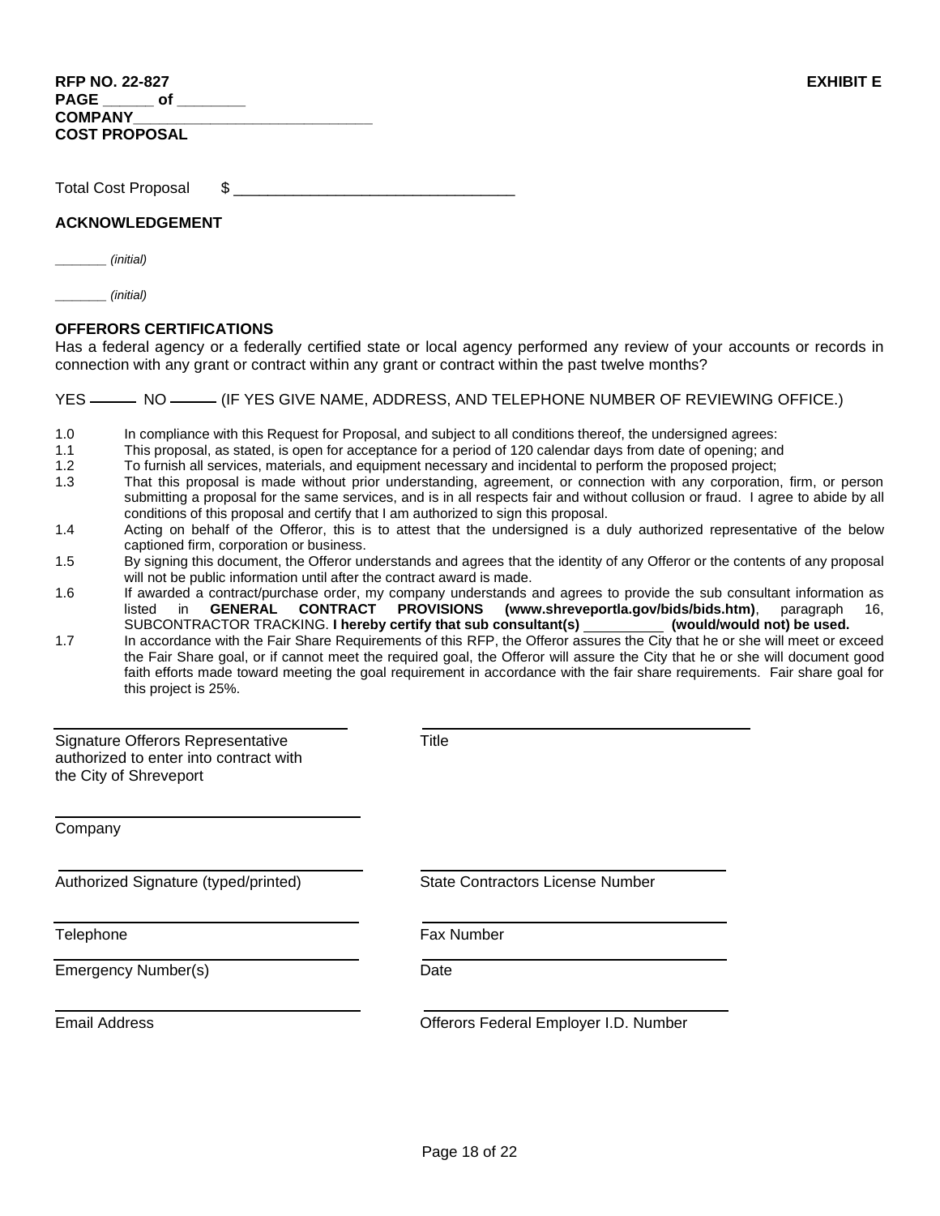**RFP NO. 22-827** **EXHIBIT E**
**PAGE ______ of ________**
**COMPANY____________________________**
**COST PROPOSAL**

Total Cost Proposal $ ________________________________

**ACKNOWLEDGEMENT**

_______ *(initial)*

_______ *(initial)*

**OFFERORS CERTIFICATIONS**

Has a federal agency or a federally certified state or local agency performed any review of your accounts or records in connection with any grant or contract within any grant or contract within the past twelve months?

YES ______ NO ______ (IF YES GIVE NAME, ADDRESS, AND TELEPHONE NUMBER OF REVIEWING OFFICE.)

1.0 In compliance with this Request for Proposal, and subject to all conditions thereof, the undersigned agrees:
1.1 This proposal, as stated, is open for acceptance for a period of 120 calendar days from date of opening; and
1.2 To furnish all services, materials, and equipment necessary and incidental to perform the proposed project;
1.3 That this proposal is made without prior understanding, agreement, or connection with any corporation, firm, or person submitting a proposal for the same services, and is in all respects fair and without collusion or fraud. I agree to abide by all conditions of this proposal and certify that I am authorized to sign this proposal.
1.4 Acting on behalf of the Offeror, this is to attest that the undersigned is a duly authorized representative of the below captioned firm, corporation or business.
1.5 By signing this document, the Offeror understands and agrees that the identity of any Offeror or the contents of any proposal will not be public information until after the contract award is made.
1.6 If awarded a contract/purchase order, my company understands and agrees to provide the sub consultant information as listed in **GENERAL CONTRACT PROVISIONS (www.shreveportla.gov/bids/bids.htm)**, paragraph 16, SUBCONTRACTOR TRACKING. **I hereby certify that sub consultant(s) __________ (would/would not) be used.**
1.7 In accordance with the Fair Share Requirements of this RFP, the Offeror assures the City that he or she will meet or exceed the Fair Share goal, or if cannot meet the required goal, the Offeror will assure the City that he or she will document good faith efforts made toward meeting the goal requirement in accordance with the fair share requirements. Fair share goal for this project is 25%.

| | |
|---|---|
| ______________________________ Signature Offerors Representative authorized to enter into contract with the City of Shreveport | ______________________________ Title |
| ______________________________ Company | |
| ______________________________ Authorized Signature (typed/printed) | ______________________________ State Contractors License Number |
| ______________________________ Telephone | ______________________________ Fax Number |
| ______________________________ Emergency Number(s) | ______________________________ Date |
| ______________________________ Email Address | ______________________________ Offerors Federal Employer I.D. Number |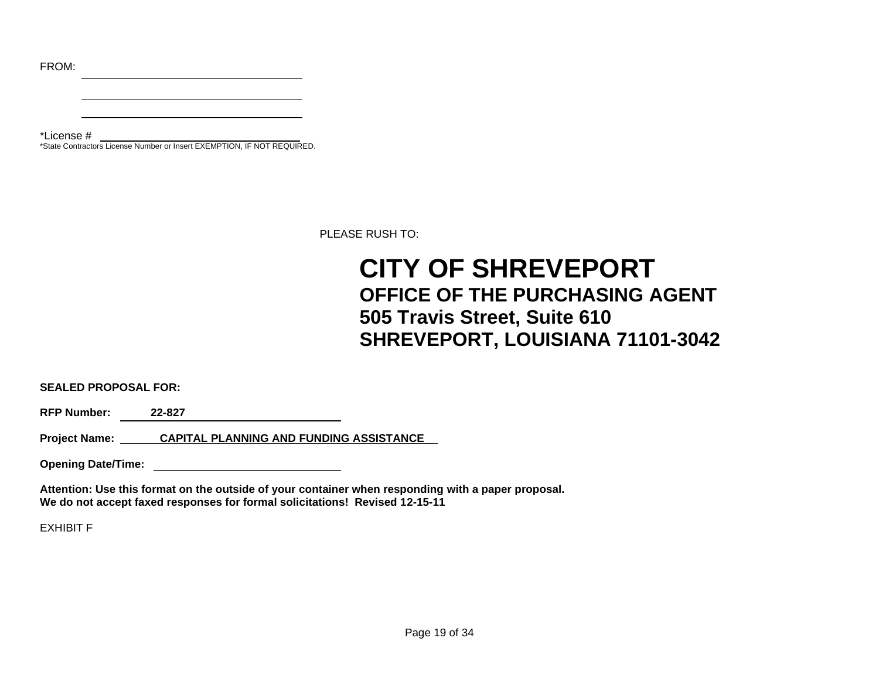FROM: \_\_\_\_\_\_\_\_\_\_\_\_\_\_\_\_\_\_\_\_\_\_\_\_\_\_\_\_\_\_\_\_\_\_\_\_

\_\_\_\_\_\_\_\_\_\_\_\_\_\_\_\_\_\_\_\_\_\_\_\_\_\_\_\_\_\_\_\_\_\_\_\_

\_\_\_\_\_\_\_\_\_\_\_\_\_\_\_\_\_\_\_\_\_\_\_\_\_\_\_\_\_\_\_\_\_\_\_\_

*License # \_\_\_\_\_\_\_\_\_\_\_\_\_\_\_\_\_\_\_\_\_\_\_\_\_\_\_\_\_\_\_\_

*State Contractors License Number or Insert EXEMPTION, IF NOT REQUIRED.

PLEASE RUSH TO:

# CITY OF SHREVEPORT

## OFFICE OF THE PURCHASING AGENT
## 505 Travis Street, Suite 610
## SHREVEPORT, LOUISIANA 71101-3042

**SEALED PROPOSAL FOR:**

**RFP Number:** **22-827**

**Project Name:** **CAPITAL PLANNING AND FUNDING ASSISTANCE**

**Opening Date/Time:** \_\_\_\_\_\_\_\_\_\_\_\_\_\_\_\_\_\_\_\_\_\_\_\_\_\_\_\_\_\_

**Attention: Use this format on the outside of your container when responding with a paper proposal.**
**We do not accept faxed responses for formal solicitations! Revised 12-15-11**

EXHIBIT F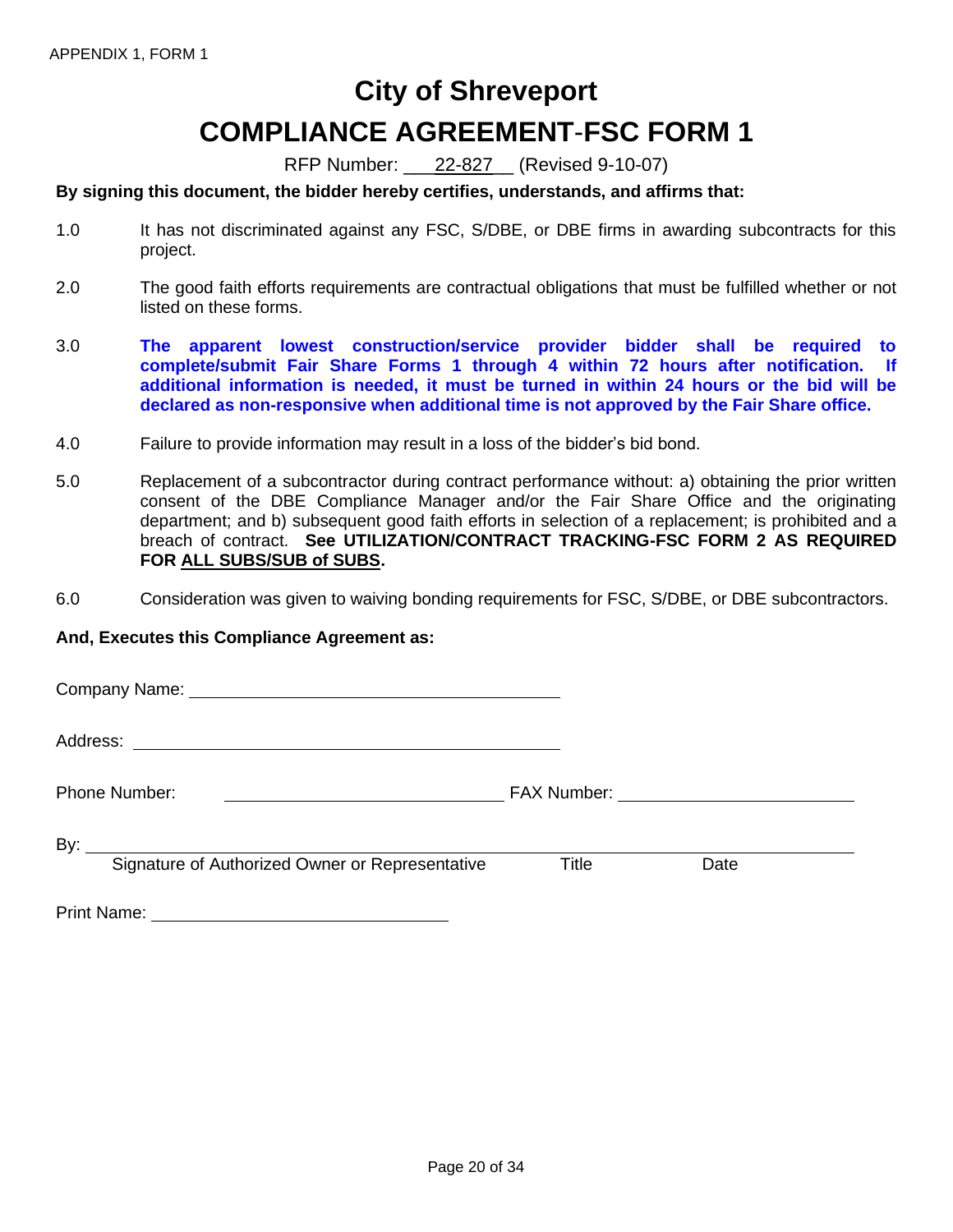APPENDIX 1, FORM 1

# City of Shreveport

# COMPLIANCE AGREEMENT-FSC FORM 1

RFP Number: \_\_\_22-827\_\_ (Revised 9-10-07)

**By signing this document, the bidder hereby certifies, understands, and affirms that:**

1.0 It has not discriminated against any FSC, S/DBE, or DBE firms in awarding subcontracts for this project.

2.0 The good faith efforts requirements are contractual obligations that must be fulfilled whether or not listed on these forms.

3.0 **The apparent lowest construction/service provider bidder shall be required to complete/submit Fair Share Forms 1 through 4 within 72 hours after notification. If additional information is needed, it must be turned in within 24 hours or the bid will be declared as non-responsive when additional time is not approved by the Fair Share office.**

4.0 Failure to provide information may result in a loss of the bidder's bid bond.

5.0 Replacement of a subcontractor during contract performance without: a) obtaining the prior written consent of the DBE Compliance Manager and/or the Fair Share Office and the originating department; and b) subsequent good faith efforts in selection of a replacement; is prohibited and a breach of contract. **See UTILIZATION/CONTRACT TRACKING-FSC FORM 2 AS REQUIRED FOR ALL SUBS/SUB of SUBS.**

6.0 Consideration was given to waiving bonding requirements for FSC, S/DBE, or DBE subcontractors.

**And, Executes this Compliance Agreement as:**

Company Name: \_\_\_\_\_\_\_\_\_\_\_\_\_\_\_\_\_\_\_\_\_\_\_\_\_\_\_\_\_\_\_\_\_\_\_\_\_\_\_\_

Address: \_\_\_\_\_\_\_\_\_\_\_\_\_\_\_\_\_\_\_\_\_\_\_\_\_\_\_\_\_\_\_\_\_\_\_\_\_\_\_\_\_\_\_\_\_\_

Phone Number: \_\_\_\_\_\_\_\_\_\_\_\_\_\_\_\_\_\_\_\_\_\_\_\_\_\_\_\_\_\_ FAX Number: \_\_\_\_\_\_\_\_\_\_\_\_\_\_\_\_\_\_\_\_\_\_\_\_\_

By: \_\_\_\_\_\_\_\_\_\_\_\_\_\_\_\_\_\_\_\_\_\_\_\_\_\_\_\_\_\_\_\_\_\_\_\_\_\_\_\_\_\_\_\_\_\_\_\_\_\_\_\_\_\_\_\_\_\_\_\_\_\_\_\_\_\_\_\_\_\_\_\_\_\_\_\_\_\_\_\_\_

Signature of Authorized Owner or Representative    Title    Date

Print Name: \_\_\_\_\_\_\_\_\_\_\_\_\_\_\_\_\_\_\_\_\_\_\_\_\_\_\_\_\_\_\_\_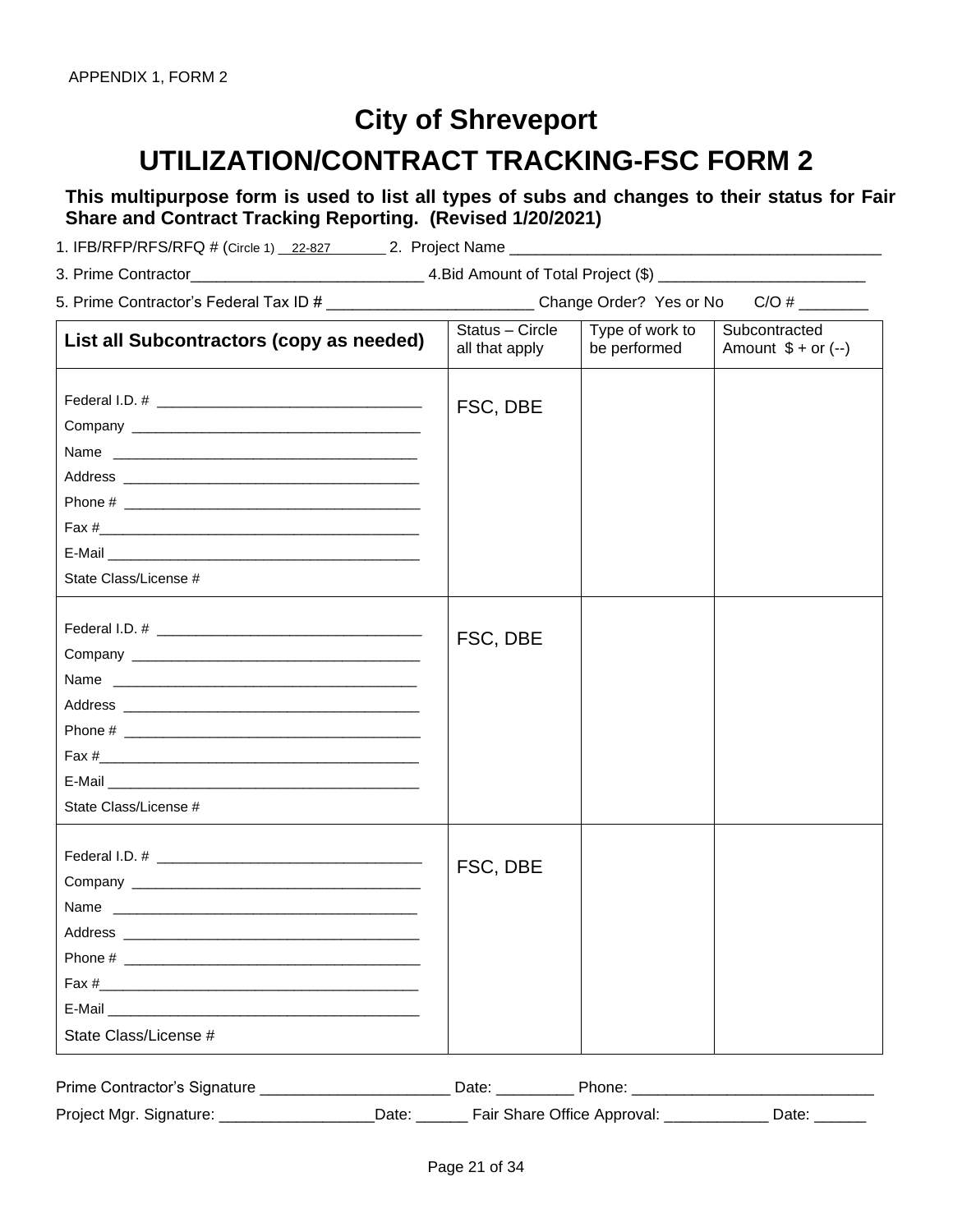APPENDIX 1, FORM 2

# City of Shreveport

# UTILIZATION/CONTRACT TRACKING-FSC FORM 2

**This multipurpose form is used to list all types of subs and changes to their status for Fair Share and Contract Tracking Reporting. (Revised 1/20/2021)**

1. IFB/RFP/RFS/RFQ # (Circle 1) 22-827 2. Project Name ___________________________________________

3. Prime Contractor___________________________ 4.Bid Amount of Total Project ($) ________________________

5. Prime Contractor's Federal Tax ID # ________________________ Change Order? Yes or No C/O # ________

| List all Subcontractors (copy as needed) | Status – Circle all that apply | Type of work to be performed | Subcontracted Amount $ + or (--) |
|---|---|---|---|
| Federal I.D. # ________________<br>Company ________________<br>Name ________________<br>Address ________________<br>Phone # ________________<br>Fax #________________<br>E-Mail ________________<br>State Class/License # | FSC, DBE | | |
| Federal I.D. # ________________<br>Company ________________<br>Name ________________<br>Address ________________<br>Phone # ________________<br>Fax #________________<br>E-Mail ________________<br>State Class/License # | FSC, DBE | | |
| Federal I.D. # ________________<br>Company ________________<br>Name ________________<br>Address ________________<br>Phone # ________________<br>Fax #________________<br>E-Mail ________________<br>State Class/License # | FSC, DBE | | |

Prime Contractor's Signature ______________________ Date: _________ Phone: ____________________________

Project Mgr. Signature: __________________Date: ______ Fair Share Office Approval: ____________ Date: ______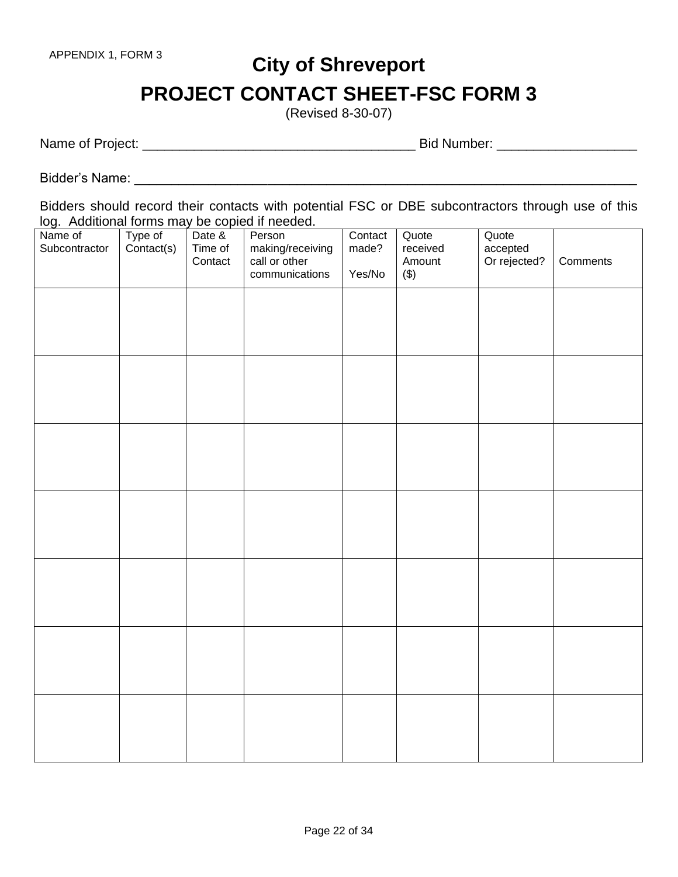APPENDIX 1, FORM 3

# City of Shreveport

# PROJECT CONTACT SHEET-FSC FORM 3

(Revised 8-30-07)

Name of Project: ____________________________________ Bid Number: __________________

Bidder's Name: ____________________________________________________________________

Bidders should record their contacts with potential FSC or DBE subcontractors through use of this log. Additional forms may be copied if needed.

| Name of Subcontractor | Type of Contact(s) | Date & Time of Contact | Person making/receiving call or other communications | Contact made? Yes/No | Quote received Amount ($) | Quote accepted Or rejected? | Comments |
|---|---|---|---|---|---|---|---|
| | | | | | | | |
| | | | | | | | |
| | | | | | | | |
| | | | | | | | |
| | | | | | | | |
| | | | | | | | |
| | | | | | | | |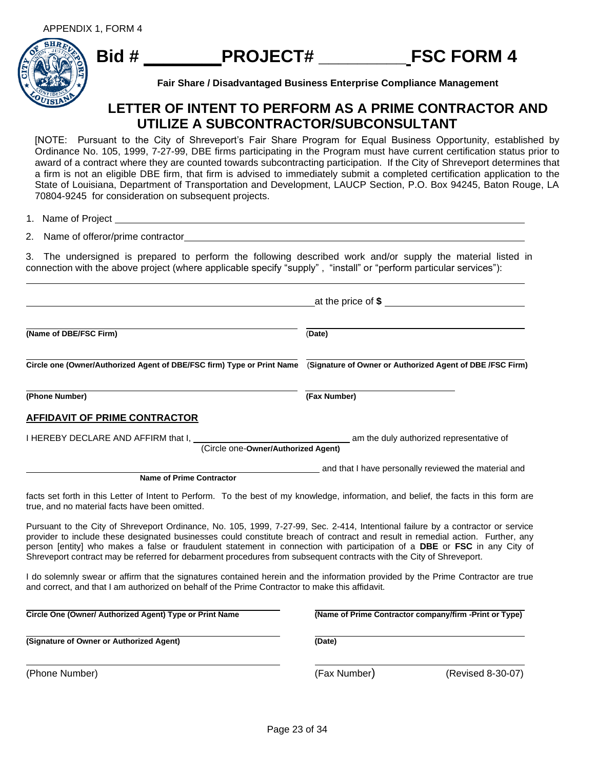APPENDIX 1, FORM 4

# Bid # \_\_\_\_\_\_\_\_ PROJECT# \_\_\_\_\_\_\_\_\_\_ FSC FORM 4

**Fair Share / Disadvantaged Business Enterprise Compliance Management**

## LETTER OF INTENT TO PERFORM AS A PRIME CONTRACTOR AND UTILIZE A SUBCONTRACTOR/SUBCONSULTANT

[NOTE: Pursuant to the City of Shreveport's Fair Share Program for Equal Business Opportunity, established by Ordinance No. 105, 1999, 7-27-99, DBE firms participating in the Program must have current certification status prior to award of a contract where they are counted towards subcontracting participation. If the City of Shreveport determines that a firm is not an eligible DBE firm, that firm is advised to immediately submit a completed certification application to the State of Louisiana, Department of Transportation and Development, LAUCP Section, P.O. Box 94245, Baton Rouge, LA 70804-9245 for consideration on subsequent projects.

1. Name of Project \_\_\_\_\_\_\_\_\_\_\_\_\_\_\_\_\_\_\_\_\_\_\_\_\_\_\_\_\_\_\_\_\_\_\_\_\_\_\_\_\_\_\_\_

2. Name of offeror/prime contractor \_\_\_\_\_\_\_\_\_\_\_\_\_\_\_\_\_\_\_\_\_\_\_\_\_\_\_\_\_\_\_\_\_\_\_\_\_\_\_\_\_\_\_\_

3. The undersigned is prepared to perform the following described work and/or supply the material listed in connection with the above project (where applicable specify "supply" , "install" or "perform particular services"):

\_\_\_\_\_\_\_\_\_\_\_\_\_\_\_\_\_\_\_\_\_\_\_\_\_\_\_\_\_\_\_\_\_\_\_\_\_\_\_\_\_\_\_\_\_\_\_\_\_\_\_\_\_\_\_\_\_\_\_\_\_\_\_\_\_\_\_\_\_\_\_\_\_\_\_\_

\_\_\_\_\_\_\_\_\_\_\_\_\_\_\_\_\_\_\_\_\_\_\_\_\_\_\_\_\_\_\_\_\_\_\_\_\_\_\_\_\_\_\_\_ at the price of **$** \_\_\_\_\_\_\_\_\_\_\_\_\_\_\_\_\_\_\_\_

| | |
|---|---|
| **(Name of DBE/FSC Firm)** | (**Date)** |
| **Circle one (Owner/Authorized Agent of DBE/FSC firm) Type or Print Name** | (**Signature of Owner or Authorized Agent of DBE /FSC Firm)** |
| **(Phone Number)** | **(Fax Number)** |

### AFFIDAVIT OF PRIME CONTRACTOR

I HEREBY DECLARE AND AFFIRM that I, \_\_\_\_\_\_\_\_\_\_\_\_\_\_\_\_\_\_\_\_\_\_\_\_\_\_\_\_ am the duly authorized representative of
(Circle one-**Owner/Authorized Agent)**

\_\_\_\_\_\_\_\_\_\_\_\_\_\_\_\_\_\_\_\_\_\_\_\_\_\_\_\_\_\_\_\_\_\_\_\_\_\_\_\_\_\_\_\_ and that I have personally reviewed the material and
**Name of Prime Contractor**

facts set forth in this Letter of Intent to Perform. To the best of my knowledge, information, and belief, the facts in this form are true, and no material facts have been omitted.

Pursuant to the City of Shreveport Ordinance, No. 105, 1999, 7-27-99, Sec. 2-414, Intentional failure by a contractor or service provider to include these designated businesses could constitute breach of contract and result in remedial action. Further, any person [entity] who makes a false or fraudulent statement in connection with participation of a **DBE** or **FSC** in any City of Shreveport contract may be referred for debarment procedures from subsequent contracts with the City of Shreveport.

I do solemnly swear or affirm that the signatures contained herein and the information provided by the Prime Contractor are true and correct, and that I am authorized on behalf of the Prime Contractor to make this affidavit.

| | |
|---|---|
| **Circle One (Owner/ Authorized Agent) Type or Print Name** | **(Name of Prime Contractor company/firm -Print or Type)** |
| **(Signature of Owner or Authorized Agent)** | **(Date)** |
| (Phone Number) | (Fax Number) |

(Revised 8-30-07)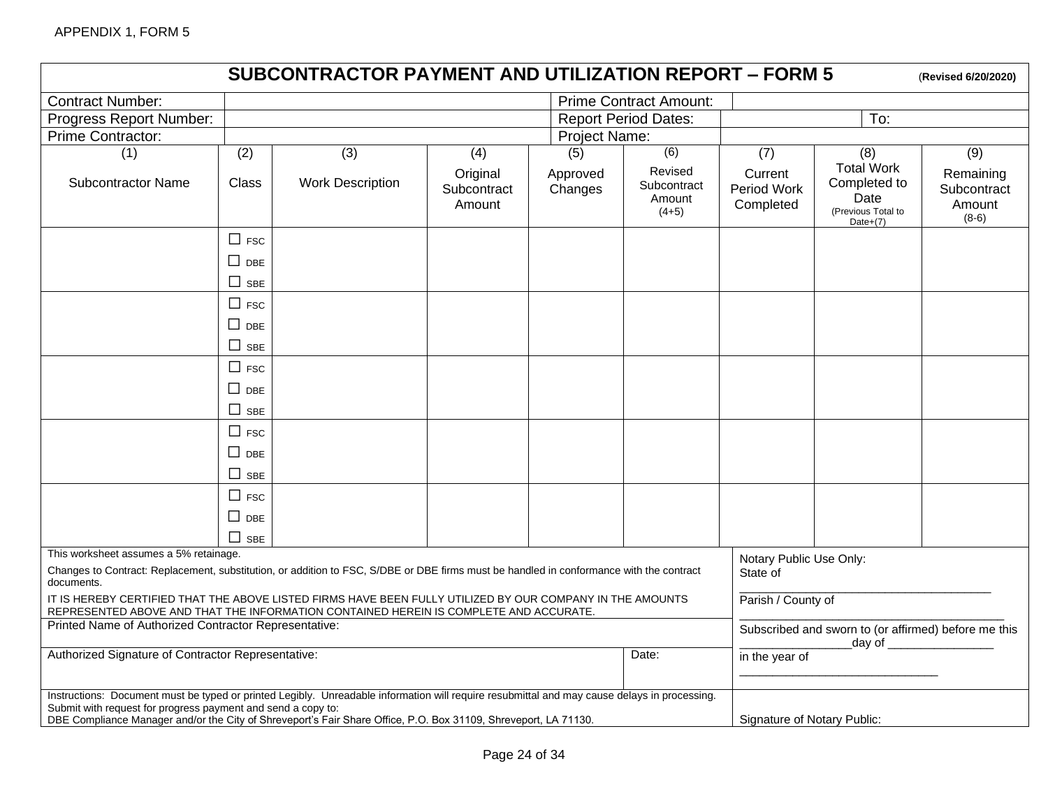APPENDIX 1, FORM 5

# SUBCONTRACTOR PAYMENT AND UTILIZATION REPORT – FORM 5

(**Revised 6/20/2020**)

| | | | |
|---|---|---|---|
| Contract Number: | | Prime Contract Amount: | |
| Progress Report Number: | | Report Period Dates: | To: |
| Prime Contractor: | | Project Name: | |

| (1) Subcontractor Name | (2) Class | (3) Work Description | (4) Original Subcontract Amount | (5) Approved Changes | (6) Revised Subcontract Amount (4+5) | (7) Current Period Work Completed | (8) Total Work Completed to Date (Previous Total to Date+(7) | (9) Remaining Subcontract Amount (8-6) |
|---|---|---|---|---|---|---|---|---|
| | ☐ FSC ☐ DBE ☐ SBE | | | | | | | |
| | ☐ FSC ☐ DBE ☐ SBE | | | | | | | |
| | ☐ FSC ☐ DBE ☐ SBE | | | | | | | |
| | ☐ FSC ☐ DBE ☐ SBE | | | | | | | |
| | ☐ FSC ☐ DBE ☐ SBE | | | | | | | |

This worksheet assumes a 5% retainage.

Changes to Contract: Replacement, substitution, or addition to FSC, S/DBE or DBE firms must be handled in conformance with the contract documents.

IT IS HEREBY CERTIFIED THAT THE ABOVE LISTED FIRMS HAVE BEEN FULLY UTILIZED BY OUR COMPANY IN THE AMOUNTS REPRESENTED ABOVE AND THAT THE INFORMATION CONTAINED HEREIN IS COMPLETE AND ACCURATE.

Printed Name of Authorized Contractor Representative:

Authorized Signature of Contractor Representative: Date:

Notary Public Use Only:
State of
_______________________________________
Parish / County of
_______________________________________
Subscribed and sworn to (or affirmed) before me this ________________day of ________________ in the year of
______________________________

Instructions: Document must be typed or printed Legibly. Unreadable information will require resubmittal and may cause delays in processing.
Submit with request for progress payment and send a copy to:
DBE Compliance Manager and/or the City of Shreveport's Fair Share Office, P.O. Box 31109, Shreveport, LA 71130.

Signature of Notary Public: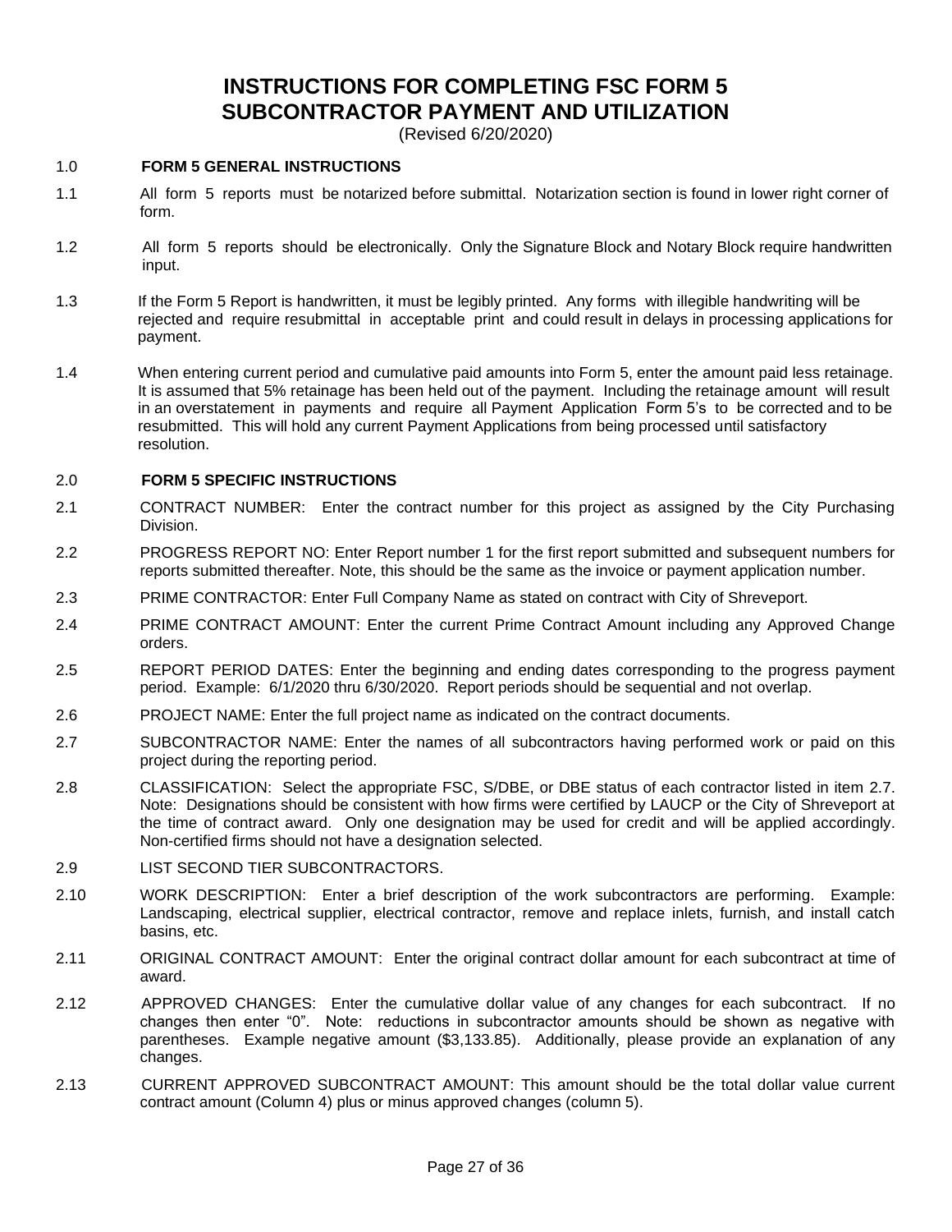# INSTRUCTIONS FOR COMPLETING FSC FORM 5
# SUBCONTRACTOR PAYMENT AND UTILIZATION

(Revised 6/20/2020)

## 1.0 FORM 5 GENERAL INSTRUCTIONS

1.1 All form 5 reports must be notarized before submittal. Notarization section is found in lower right corner of form.

1.2 All form 5 reports should be electronically. Only the Signature Block and Notary Block require handwritten input.

1.3 If the Form 5 Report is handwritten, it must be legibly printed. Any forms with illegible handwriting will be rejected and require resubmittal in acceptable print and could result in delays in processing applications for payment.

1.4 When entering current period and cumulative paid amounts into Form 5, enter the amount paid less retainage. It is assumed that 5% retainage has been held out of the payment. Including the retainage amount will result in an overstatement in payments and require all Payment Application Form 5's to be corrected and to be resubmitted. This will hold any current Payment Applications from being processed until satisfactory resolution.

## 2.0 FORM 5 SPECIFIC INSTRUCTIONS

2.1 CONTRACT NUMBER: Enter the contract number for this project as assigned by the City Purchasing Division.

2.2 PROGRESS REPORT NO: Enter Report number 1 for the first report submitted and subsequent numbers for reports submitted thereafter. Note, this should be the same as the invoice or payment application number.

2.3 PRIME CONTRACTOR: Enter Full Company Name as stated on contract with City of Shreveport.

2.4 PRIME CONTRACT AMOUNT: Enter the current Prime Contract Amount including any Approved Change orders.

2.5 REPORT PERIOD DATES: Enter the beginning and ending dates corresponding to the progress payment period. Example: 6/1/2020 thru 6/30/2020. Report periods should be sequential and not overlap.

2.6 PROJECT NAME: Enter the full project name as indicated on the contract documents.

2.7 SUBCONTRACTOR NAME: Enter the names of all subcontractors having performed work or paid on this project during the reporting period.

2.8 CLASSIFICATION: Select the appropriate FSC, S/DBE, or DBE status of each contractor listed in item 2.7. Note: Designations should be consistent with how firms were certified by LAUCP or the City of Shreveport at the time of contract award. Only one designation may be used for credit and will be applied accordingly. Non-certified firms should not have a designation selected.

2.9 LIST SECOND TIER SUBCONTRACTORS.

2.10 WORK DESCRIPTION: Enter a brief description of the work subcontractors are performing. Example: Landscaping, electrical supplier, electrical contractor, remove and replace inlets, furnish, and install catch basins, etc.

2.11 ORIGINAL CONTRACT AMOUNT: Enter the original contract dollar amount for each subcontract at time of award.

2.12 APPROVED CHANGES: Enter the cumulative dollar value of any changes for each subcontract. If no changes then enter "0". Note: reductions in subcontractor amounts should be shown as negative with parentheses. Example negative amount ($3,133.85). Additionally, please provide an explanation of any changes.

2.13 CURRENT APPROVED SUBCONTRACT AMOUNT: This amount should be the total dollar value current contract amount (Column 4) plus or minus approved changes (column 5).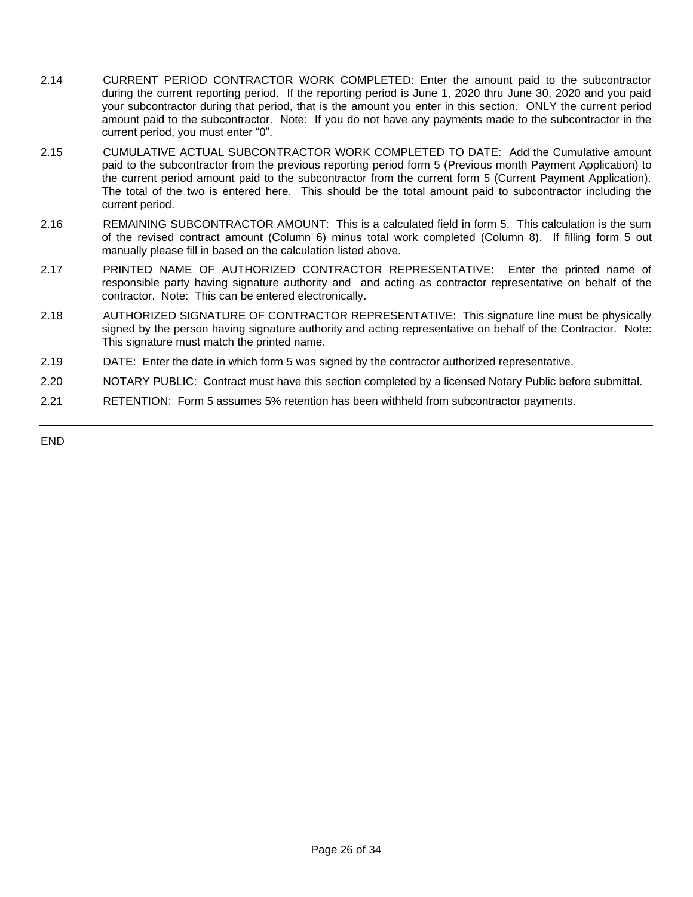2.14 CURRENT PERIOD CONTRACTOR WORK COMPLETED: Enter the amount paid to the subcontractor during the current reporting period. If the reporting period is June 1, 2020 thru June 30, 2020 and you paid your subcontractor during that period, that is the amount you enter in this section. ONLY the current period amount paid to the subcontractor. Note: If you do not have any payments made to the subcontractor in the current period, you must enter "0".

2.15 CUMULATIVE ACTUAL SUBCONTRACTOR WORK COMPLETED TO DATE: Add the Cumulative amount paid to the subcontractor from the previous reporting period form 5 (Previous month Payment Application) to the current period amount paid to the subcontractor from the current form 5 (Current Payment Application). The total of the two is entered here. This should be the total amount paid to subcontractor including the current period.

2.16 REMAINING SUBCONTRACTOR AMOUNT: This is a calculated field in form 5. This calculation is the sum of the revised contract amount (Column 6) minus total work completed (Column 8). If filling form 5 out manually please fill in based on the calculation listed above.

2.17 PRINTED NAME OF AUTHORIZED CONTRACTOR REPRESENTATIVE: Enter the printed name of responsible party having signature authority and and acting as contractor representative on behalf of the contractor. Note: This can be entered electronically.

2.18 AUTHORIZED SIGNATURE OF CONTRACTOR REPRESENTATIVE: This signature line must be physically signed by the person having signature authority and acting representative on behalf of the Contractor. Note: This signature must match the printed name.

2.19 DATE: Enter the date in which form 5 was signed by the contractor authorized representative.

2.20 NOTARY PUBLIC: Contract must have this section completed by a licensed Notary Public before submittal.

2.21 RETENTION: Form 5 assumes 5% retention has been withheld from subcontractor payments.

---

END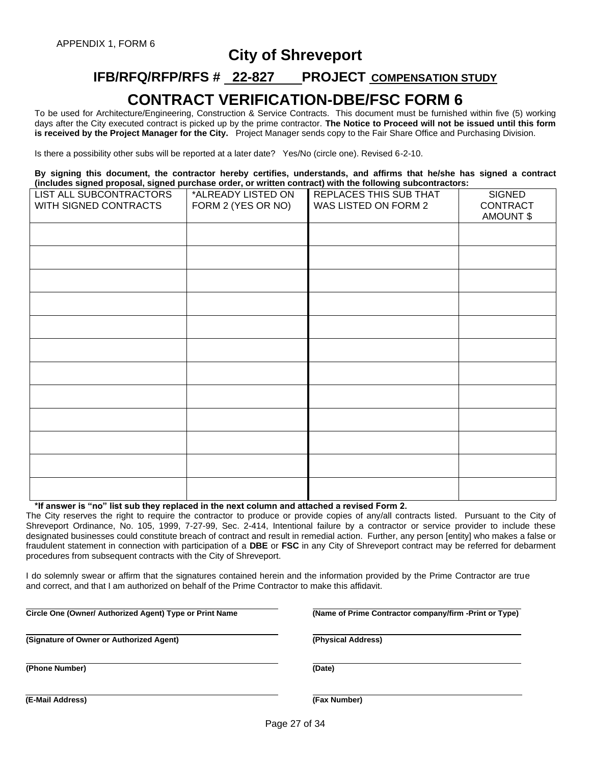APPENDIX 1, FORM 6

# City of Shreveport

## IFB/RFQ/RFP/RFS # 22-827 PROJECT COMPENSATION STUDY

# CONTRACT VERIFICATION-DBE/FSC FORM 6

To be used for Architecture/Engineering, Construction & Service Contracts. This document must be furnished within five (5) working days after the City executed contract is picked up by the prime contractor. **The Notice to Proceed will not be issued until this form is received by the Project Manager for the City.** Project Manager sends copy to the Fair Share Office and Purchasing Division.

Is there a possibility other subs will be reported at a later date? Yes/No (circle one). Revised 6-2-10.

**By signing this document, the contractor hereby certifies, understands, and affirms that he/she has signed a contract (includes signed proposal, signed purchase order, or written contract) with the following subcontractors:**

| LIST ALL SUBCONTRACTORS WITH SIGNED CONTRACTS | *ALREADY LISTED ON FORM 2 (YES OR NO) | REPLACES THIS SUB THAT WAS LISTED ON FORM 2 | SIGNED CONTRACT AMOUNT $ |
|---|---|---|---|
| | | | |
| | | | |
| | | | |
| | | | |
| | | | |
| | | | |
| | | | |
| | | | |
| | | | |
| | | | |
| | | | |
| | | | |

**\*If answer is "no" list sub they replaced in the next column and attached a revised Form 2.**

The City reserves the right to require the contractor to produce or provide copies of any/all contracts listed. Pursuant to the City of Shreveport Ordinance, No. 105, 1999, 7-27-99, Sec. 2-414, Intentional failure by a contractor or service provider to include these designated businesses could constitute breach of contract and result in remedial action. Further, any person [entity] who makes a false or fraudulent statement in connection with participation of a **DBE** or **FSC** in any City of Shreveport contract may be referred for debarment procedures from subsequent contracts with the City of Shreveport.

I do solemnly swear or affirm that the signatures contained herein and the information provided by the Prime Contractor are true and correct, and that I am authorized on behalf of the Prime Contractor to make this affidavit.

**Circle One (Owner/ Authorized Agent) Type or Print Name**

**(Name of Prime Contractor company/firm -Print or Type)**

**(Signature of Owner or Authorized Agent)**

**(Physical Address)**

**(Phone Number)**

**(Date)**

**(E-Mail Address)**

**(Fax Number)**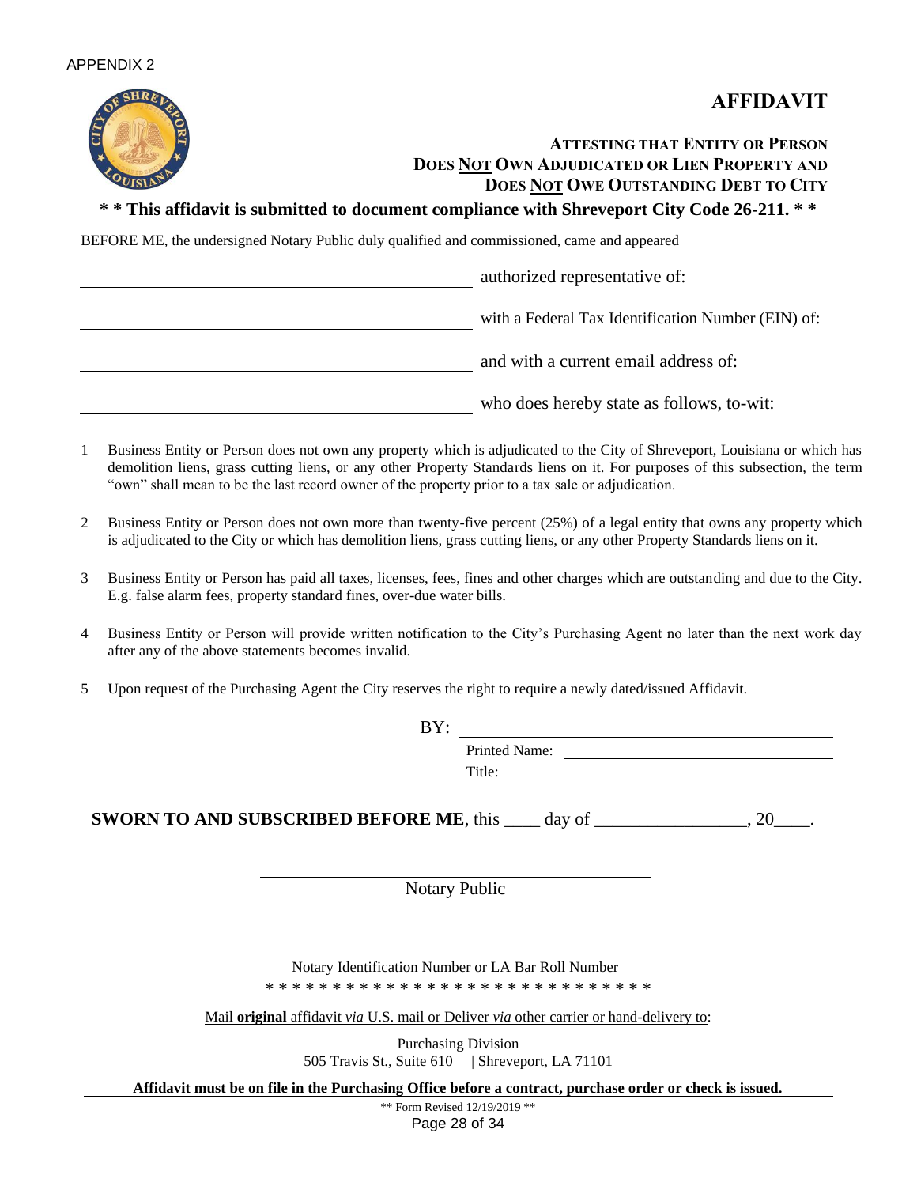APPENDIX 2

# AFFIDAVIT

### ATTESTING THAT ENTITY OR PERSON DOES NOT OWN ADJUDICATED OR LIEN PROPERTY AND DOES NOT OWE OUTSTANDING DEBT TO CITY

**\* \* This affidavit is submitted to document compliance with Shreveport City Code 26-211. \* \***

BEFORE ME, the undersigned Notary Public duly qualified and commissioned, came and appeared

\_\_\_\_\_\_\_\_\_\_\_\_\_\_\_\_\_\_\_\_\_\_\_\_\_\_\_\_\_\_\_\_\_\_\_\_\_\_\_\_ authorized representative of:

\_\_\_\_\_\_\_\_\_\_\_\_\_\_\_\_\_\_\_\_\_\_\_\_\_\_\_\_\_\_\_\_\_\_\_\_\_\_\_\_ with a Federal Tax Identification Number (EIN) of:

\_\_\_\_\_\_\_\_\_\_\_\_\_\_\_\_\_\_\_\_\_\_\_\_\_\_\_\_\_\_\_\_\_\_\_\_\_\_\_\_ and with a current email address of:

\_\_\_\_\_\_\_\_\_\_\_\_\_\_\_\_\_\_\_\_\_\_\_\_\_\_\_\_\_\_\_\_\_\_\_\_\_\_\_\_ who does hereby state as follows, to-wit:

1. Business Entity or Person does not own any property which is adjudicated to the City of Shreveport, Louisiana or which has demolition liens, grass cutting liens, or any other Property Standards liens on it. For purposes of this subsection, the term "own" shall mean to be the last record owner of the property prior to a tax sale or adjudication.
2. Business Entity or Person does not own more than twenty-five percent (25%) of a legal entity that owns any property which is adjudicated to the City or which has demolition liens, grass cutting liens, or any other Property Standards liens on it.
3. Business Entity or Person has paid all taxes, licenses, fees, fines and other charges which are outstanding and due to the City. E.g. false alarm fees, property standard fines, over-due water bills.
4. Business Entity or Person will provide written notification to the City's Purchasing Agent no later than the next work day after any of the above statements becomes invalid.
5. Upon request of the Purchasing Agent the City reserves the right to require a newly dated/issued Affidavit.

BY: \_\_\_\_\_\_\_\_\_\_\_\_\_\_\_\_\_\_\_\_\_\_\_\_\_\_\_\_\_\_\_\_\_\_\_\_

Printed Name: \_\_\_\_\_\_\_\_\_\_\_\_\_\_\_\_\_\_\_\_\_\_\_\_\_\_\_\_

Title: \_\_\_\_\_\_\_\_\_\_\_\_\_\_\_\_\_\_\_\_\_\_\_\_\_\_\_\_

**SWORN TO AND SUBSCRIBED BEFORE ME**, this \_\_\_\_ day of \_\_\_\_\_\_\_\_\_\_\_\_\_\_\_\_\_, 20\_\_\_\_.

\_\_\_\_\_\_\_\_\_\_\_\_\_\_\_\_\_\_\_\_\_\_\_\_\_\_\_\_\_\_\_\_\_\_\_\_\_\_\_\_

Notary Public

\_\_\_\_\_\_\_\_\_\_\_\_\_\_\_\_\_\_\_\_\_\_\_\_\_\_\_\_\_\_\_\_\_\_\_\_\_\_\_\_

Notary Identification Number or LA Bar Roll Number

\* \* \* \* \* \* \* \* \* \* \* \* \* \* \* \* \* \* \* \* \* \* \* \* \* \* \* \* \* \*

Mail **original** affidavit *via* U.S. mail or Deliver *via* other carrier or hand-delivery to:

Purchasing Division
505 Travis St., Suite 610 | Shreveport, LA 71101

**Affidavit must be on file in the Purchasing Office before a contract, purchase order or check is issued.**

\*\* Form Revised 12/19/2019 \*\*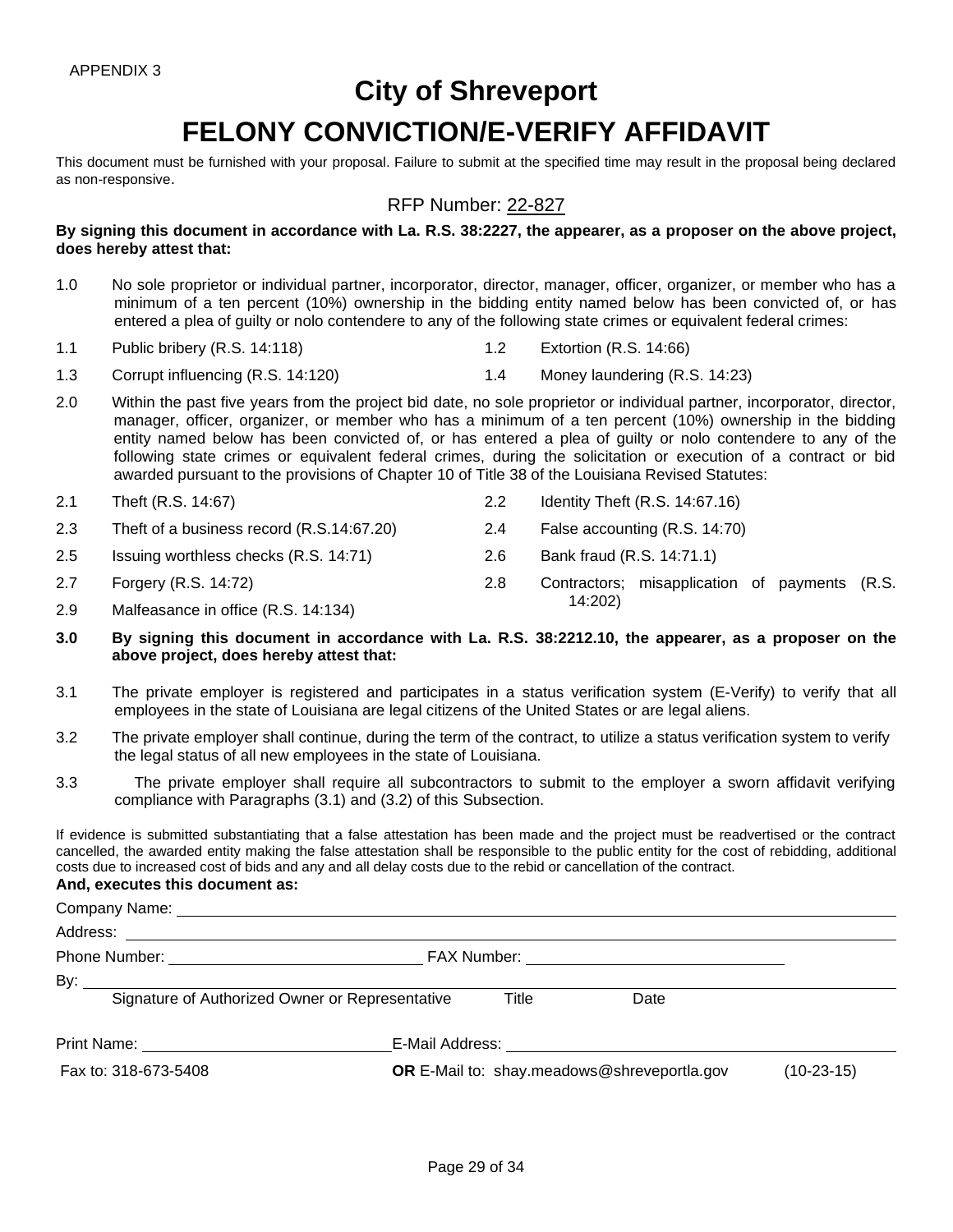APPENDIX 3

# City of Shreveport

# FELONY CONVICTION/E-VERIFY AFFIDAVIT

This document must be furnished with your proposal. Failure to submit at the specified time may result in the proposal being declared as non-responsive.

RFP Number: 22-827

**By signing this document in accordance with La. R.S. 38:2227, the appearer, as a proposer on the above project, does hereby attest that:**

1.0 No sole proprietor or individual partner, incorporator, director, manager, officer, organizer, or member who has a minimum of a ten percent (10%) ownership in the bidding entity named below has been convicted of, or has entered a plea of guilty or nolo contendere to any of the following state crimes or equivalent federal crimes:

1.1 Public bribery (R.S. 14:118)

1.2 Extortion (R.S. 14:66)

1.3 Corrupt influencing (R.S. 14:120)

1.4 Money laundering (R.S. 14:23)

2.0 Within the past five years from the project bid date, no sole proprietor or individual partner, incorporator, director, manager, officer, organizer, or member who has a minimum of a ten percent (10%) ownership in the bidding entity named below has been convicted of, or has entered a plea of guilty or nolo contendere to any of the following state crimes or equivalent federal crimes, during the solicitation or execution of a contract or bid awarded pursuant to the provisions of Chapter 10 of Title 38 of the Louisiana Revised Statutes:

2.1 Theft (R.S. 14:67)

2.2 Identity Theft (R.S. 14:67.16)

2.3 Theft of a business record (R.S.14:67.20)

2.4 False accounting (R.S. 14:70)

2.5 Issuing worthless checks (R.S. 14:71)

2.6 Bank fraud (R.S. 14:71.1)

2.7 Forgery (R.S. 14:72)

2.8 Contractors; misapplication of payments (R.S. 14:202)

2.9 Malfeasance in office (R.S. 14:134)

**3.0 By signing this document in accordance with La. R.S. 38:2212.10, the appearer, as a proposer on the above project, does hereby attest that:**

3.1 The private employer is registered and participates in a status verification system (E-Verify) to verify that all employees in the state of Louisiana are legal citizens of the United States or are legal aliens.

3.2 The private employer shall continue, during the term of the contract, to utilize a status verification system to verify the legal status of all new employees in the state of Louisiana.

3.3 The private employer shall require all subcontractors to submit to the employer a sworn affidavit verifying compliance with Paragraphs (3.1) and (3.2) of this Subsection.

If evidence is submitted substantiating that a false attestation has been made and the project must be readvertised or the contract cancelled, the awarded entity making the false attestation shall be responsible to the public entity for the cost of rebidding, additional costs due to increased cost of bids and any and all delay costs due to the rebid or cancellation of the contract.

**And, executes this document as:**

Company Name: ______________________________

Address: ______________________________

Phone Number: ______________________________ FAX Number: ______________________________

By: ______________________________

Signature of Authorized Owner or Representative    Title    Date

Print Name: ______________________________ E-Mail Address: ______________________________

Fax to: 318-673-5408    **OR** E-Mail to: shay.meadows@shreveportla.gov    (10-23-15)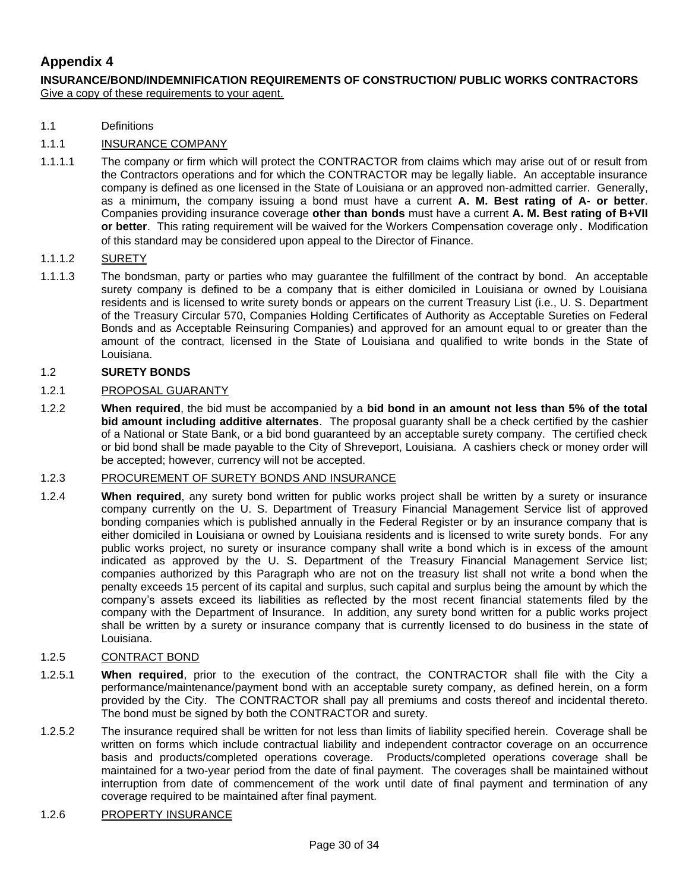## Appendix 4

**INSURANCE/BOND/INDEMNIFICATION REQUIREMENTS OF CONSTRUCTION/ PUBLIC WORKS CONTRACTORS**
Give a copy of these requirements to your agent.

1.1 Definitions

1.1.1 INSURANCE COMPANY

1.1.1.1 The company or firm which will protect the CONTRACTOR from claims which may arise out of or result from the Contractors operations and for which the CONTRACTOR may be legally liable. An acceptable insurance company is defined as one licensed in the State of Louisiana or an approved non-admitted carrier. Generally, as a minimum, the company issuing a bond must have a current **A. M. Best rating of A- or better**. Companies providing insurance coverage **other than bonds** must have a current **A. M. Best rating of B+VII or better**. This rating requirement will be waived for the Workers Compensation coverage only. Modification of this standard may be considered upon appeal to the Director of Finance.

1.1.1.2 SURETY

1.1.1.3 The bondsman, party or parties who may guarantee the fulfillment of the contract by bond. An acceptable surety company is defined to be a company that is either domiciled in Louisiana or owned by Louisiana residents and is licensed to write surety bonds or appears on the current Treasury List (i.e., U. S. Department of the Treasury Circular 570, Companies Holding Certificates of Authority as Acceptable Sureties on Federal Bonds and as Acceptable Reinsuring Companies) and approved for an amount equal to or greater than the amount of the contract, licensed in the State of Louisiana and qualified to write bonds in the State of Louisiana.

1.2 **SURETY BONDS**

1.2.1 PROPOSAL GUARANTY

1.2.2 **When required**, the bid must be accompanied by a **bid bond in an amount not less than 5% of the total bid amount including additive alternates**. The proposal guaranty shall be a check certified by the cashier of a National or State Bank, or a bid bond guaranteed by an acceptable surety company. The certified check or bid bond shall be made payable to the City of Shreveport, Louisiana. A cashiers check or money order will be accepted; however, currency will not be accepted.

1.2.3 PROCUREMENT OF SURETY BONDS AND INSURANCE

1.2.4 **When required**, any surety bond written for public works project shall be written by a surety or insurance company currently on the U. S. Department of Treasury Financial Management Service list of approved bonding companies which is published annually in the Federal Register or by an insurance company that is either domiciled in Louisiana or owned by Louisiana residents and is licensed to write surety bonds. For any public works project, no surety or insurance company shall write a bond which is in excess of the amount indicated as approved by the U. S. Department of the Treasury Financial Management Service list; companies authorized by this Paragraph who are not on the treasury list shall not write a bond when the penalty exceeds 15 percent of its capital and surplus, such capital and surplus being the amount by which the company's assets exceed its liabilities as reflected by the most recent financial statements filed by the company with the Department of Insurance. In addition, any surety bond written for a public works project shall be written by a surety or insurance company that is currently licensed to do business in the state of Louisiana.

1.2.5 CONTRACT BOND

1.2.5.1 **When required**, prior to the execution of the contract, the CONTRACTOR shall file with the City a performance/maintenance/payment bond with an acceptable surety company, as defined herein, on a form provided by the City. The CONTRACTOR shall pay all premiums and costs thereof and incidental thereto. The bond must be signed by both the CONTRACTOR and surety.

1.2.5.2 The insurance required shall be written for not less than limits of liability specified herein. Coverage shall be written on forms which include contractual liability and independent contractor coverage on an occurrence basis and products/completed operations coverage. Products/completed operations coverage shall be maintained for a two-year period from the date of final payment. The coverages shall be maintained without interruption from date of commencement of the work until date of final payment and termination of any coverage required to be maintained after final payment.

1.2.6 PROPERTY INSURANCE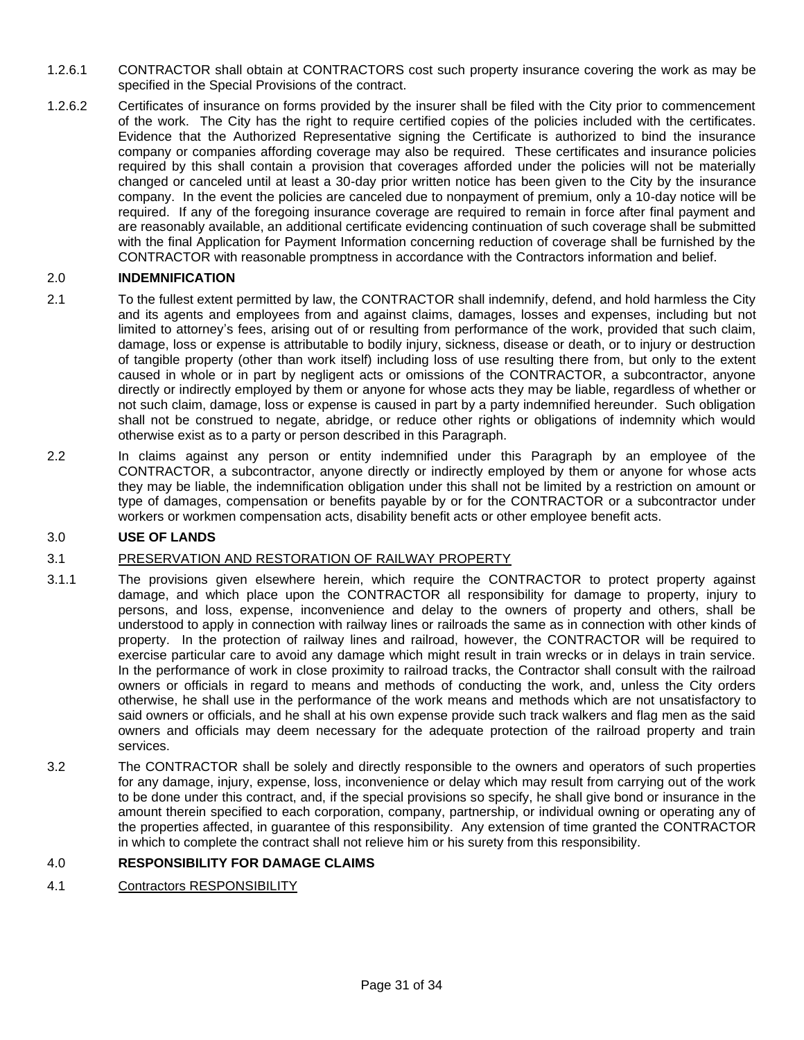1.2.6.1 CONTRACTOR shall obtain at CONTRACTORS cost such property insurance covering the work as may be specified in the Special Provisions of the contract.

1.2.6.2 Certificates of insurance on forms provided by the insurer shall be filed with the City prior to commencement of the work. The City has the right to require certified copies of the policies included with the certificates. Evidence that the Authorized Representative signing the Certificate is authorized to bind the insurance company or companies affording coverage may also be required. These certificates and insurance policies required by this shall contain a provision that coverages afforded under the policies will not be materially changed or canceled until at least a 30-day prior written notice has been given to the City by the insurance company. In the event the policies are canceled due to nonpayment of premium, only a 10-day notice will be required. If any of the foregoing insurance coverage are required to remain in force after final payment and are reasonably available, an additional certificate evidencing continuation of such coverage shall be submitted with the final Application for Payment Information concerning reduction of coverage shall be furnished by the CONTRACTOR with reasonable promptness in accordance with the Contractors information and belief.

## 2.0 INDEMNIFICATION

2.1 To the fullest extent permitted by law, the CONTRACTOR shall indemnify, defend, and hold harmless the City and its agents and employees from and against claims, damages, losses and expenses, including but not limited to attorney's fees, arising out of or resulting from performance of the work, provided that such claim, damage, loss or expense is attributable to bodily injury, sickness, disease or death, or to injury or destruction of tangible property (other than work itself) including loss of use resulting there from, but only to the extent caused in whole or in part by negligent acts or omissions of the CONTRACTOR, a subcontractor, anyone directly or indirectly employed by them or anyone for whose acts they may be liable, regardless of whether or not such claim, damage, loss or expense is caused in part by a party indemnified hereunder. Such obligation shall not be construed to negate, abridge, or reduce other rights or obligations of indemnity which would otherwise exist as to a party or person described in this Paragraph.

2.2 In claims against any person or entity indemnified under this Paragraph by an employee of the CONTRACTOR, a subcontractor, anyone directly or indirectly employed by them or anyone for whose acts they may be liable, the indemnification obligation under this shall not be limited by a restriction on amount or type of damages, compensation or benefits payable by or for the CONTRACTOR or a subcontractor under workers or workmen compensation acts, disability benefit acts or other employee benefit acts.

## 3.0 USE OF LANDS

3.1 PRESERVATION AND RESTORATION OF RAILWAY PROPERTY

3.1.1 The provisions given elsewhere herein, which require the CONTRACTOR to protect property against damage, and which place upon the CONTRACTOR all responsibility for damage to property, injury to persons, and loss, expense, inconvenience and delay to the owners of property and others, shall be understood to apply in connection with railway lines or railroads the same as in connection with other kinds of property. In the protection of railway lines and railroad, however, the CONTRACTOR will be required to exercise particular care to avoid any damage which might result in train wrecks or in delays in train service. In the performance of work in close proximity to railroad tracks, the Contractor shall consult with the railroad owners or officials in regard to means and methods of conducting the work, and, unless the City orders otherwise, he shall use in the performance of the work means and methods which are not unsatisfactory to said owners or officials, and he shall at his own expense provide such track walkers and flag men as the said owners and officials may deem necessary for the adequate protection of the railroad property and train services.

3.2 The CONTRACTOR shall be solely and directly responsible to the owners and operators of such properties for any damage, injury, expense, loss, inconvenience or delay which may result from carrying out of the work to be done under this contract, and, if the special provisions so specify, he shall give bond or insurance in the amount therein specified to each corporation, company, partnership, or individual owning or operating any of the properties affected, in guarantee of this responsibility. Any extension of time granted the CONTRACTOR in which to complete the contract shall not relieve him or his surety from this responsibility.

## 4.0 RESPONSIBILITY FOR DAMAGE CLAIMS

4.1 Contractors RESPONSIBILITY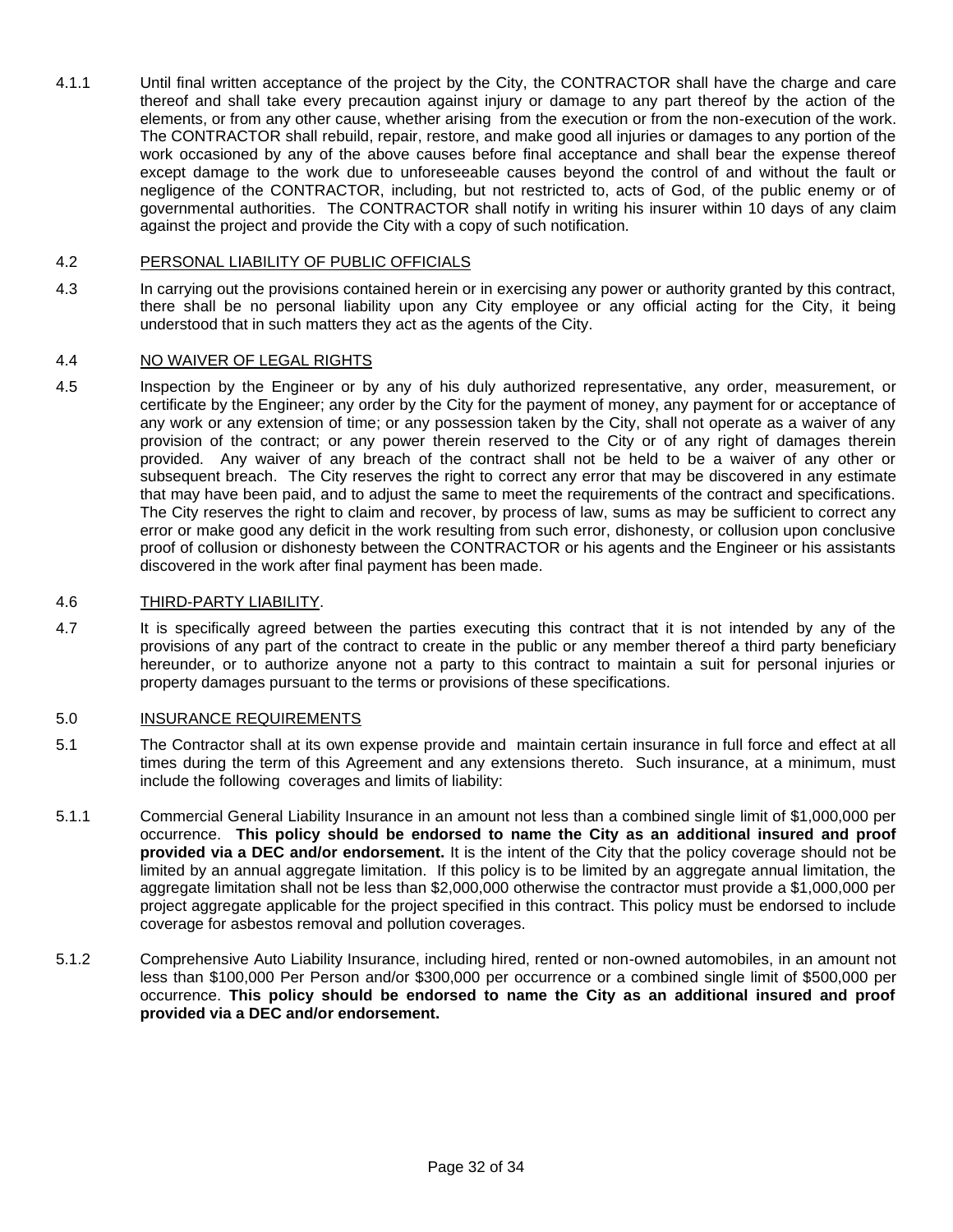4.1.1 Until final written acceptance of the project by the City, the CONTRACTOR shall have the charge and care thereof and shall take every precaution against injury or damage to any part thereof by the action of the elements, or from any other cause, whether arising from the execution or from the non-execution of the work. The CONTRACTOR shall rebuild, repair, restore, and make good all injuries or damages to any portion of the work occasioned by any of the above causes before final acceptance and shall bear the expense thereof except damage to the work due to unforeseeable causes beyond the control of and without the fault or negligence of the CONTRACTOR, including, but not restricted to, acts of God, of the public enemy or of governmental authorities. The CONTRACTOR shall notify in writing his insurer within 10 days of any claim against the project and provide the City with a copy of such notification.

4.2 PERSONAL LIABILITY OF PUBLIC OFFICIALS

4.3 In carrying out the provisions contained herein or in exercising any power or authority granted by this contract, there shall be no personal liability upon any City employee or any official acting for the City, it being understood that in such matters they act as the agents of the City.

4.4 NO WAIVER OF LEGAL RIGHTS

4.5 Inspection by the Engineer or by any of his duly authorized representative, any order, measurement, or certificate by the Engineer; any order by the City for the payment of money, any payment for or acceptance of any work or any extension of time; or any possession taken by the City, shall not operate as a waiver of any provision of the contract; or any power therein reserved to the City or of any right of damages therein provided. Any waiver of any breach of the contract shall not be held to be a waiver of any other or subsequent breach. The City reserves the right to correct any error that may be discovered in any estimate that may have been paid, and to adjust the same to meet the requirements of the contract and specifications. The City reserves the right to claim and recover, by process of law, sums as may be sufficient to correct any error or make good any deficit in the work resulting from such error, dishonesty, or collusion upon conclusive proof of collusion or dishonesty between the CONTRACTOR or his agents and the Engineer or his assistants discovered in the work after final payment has been made.

4.6 THIRD-PARTY LIABILITY.

4.7 It is specifically agreed between the parties executing this contract that it is not intended by any of the provisions of any part of the contract to create in the public or any member thereof a third party beneficiary hereunder, or to authorize anyone not a party to this contract to maintain a suit for personal injuries or property damages pursuant to the terms or provisions of these specifications.

5.0 INSURANCE REQUIREMENTS

5.1 The Contractor shall at its own expense provide and maintain certain insurance in full force and effect at all times during the term of this Agreement and any extensions thereto. Such insurance, at a minimum, must include the following coverages and limits of liability:

5.1.1 Commercial General Liability Insurance in an amount not less than a combined single limit of $1,000,000 per occurrence. **This policy should be endorsed to name the City as an additional insured and proof provided via a DEC and/or endorsement.** It is the intent of the City that the policy coverage should not be limited by an annual aggregate limitation. If this policy is to be limited by an aggregate annual limitation, the aggregate limitation shall not be less than $2,000,000 otherwise the contractor must provide a $1,000,000 per project aggregate applicable for the project specified in this contract. This policy must be endorsed to include coverage for asbestos removal and pollution coverages.

5.1.2 Comprehensive Auto Liability Insurance, including hired, rented or non-owned automobiles, in an amount not less than $100,000 Per Person and/or $300,000 per occurrence or a combined single limit of $500,000 per occurrence. **This policy should be endorsed to name the City as an additional insured and proof provided via a DEC and/or endorsement.**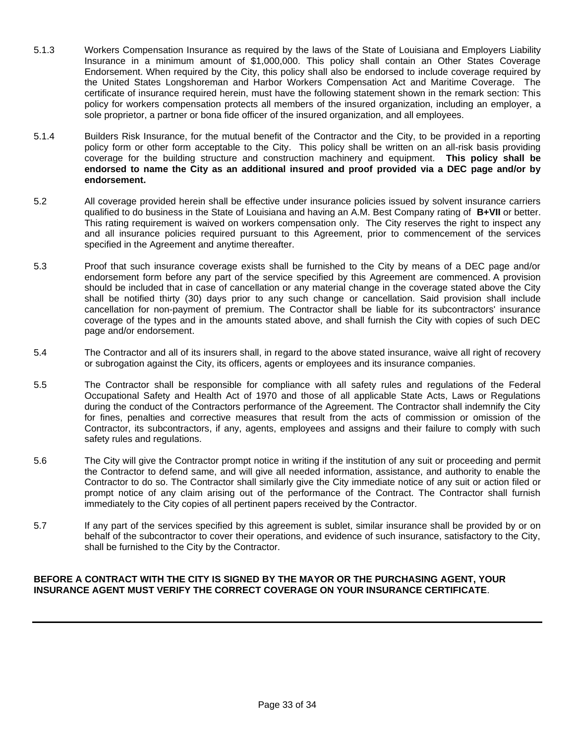5.1.3 Workers Compensation Insurance as required by the laws of the State of Louisiana and Employers Liability Insurance in a minimum amount of $1,000,000. This policy shall contain an Other States Coverage Endorsement. When required by the City, this policy shall also be endorsed to include coverage required by the United States Longshoreman and Harbor Workers Compensation Act and Maritime Coverage. The certificate of insurance required herein, must have the following statement shown in the remark section: This policy for workers compensation protects all members of the insured organization, including an employer, a sole proprietor, a partner or bona fide officer of the insured organization, and all employees.

5.1.4 Builders Risk Insurance, for the mutual benefit of the Contractor and the City, to be provided in a reporting policy form or other form acceptable to the City. This policy shall be written on an all-risk basis providing coverage for the building structure and construction machinery and equipment. **This policy shall be endorsed to name the City as an additional insured and proof provided via a DEC page and/or by endorsement.**

5.2 All coverage provided herein shall be effective under insurance policies issued by solvent insurance carriers qualified to do business in the State of Louisiana and having an A.M. Best Company rating of **B+VII** or better. This rating requirement is waived on workers compensation only. The City reserves the right to inspect any and all insurance policies required pursuant to this Agreement, prior to commencement of the services specified in the Agreement and anytime thereafter.

5.3 Proof that such insurance coverage exists shall be furnished to the City by means of a DEC page and/or endorsement form before any part of the service specified by this Agreement are commenced. A provision should be included that in case of cancellation or any material change in the coverage stated above the City shall be notified thirty (30) days prior to any such change or cancellation. Said provision shall include cancellation for non-payment of premium. The Contractor shall be liable for its subcontractors' insurance coverage of the types and in the amounts stated above, and shall furnish the City with copies of such DEC page and/or endorsement.

5.4 The Contractor and all of its insurers shall, in regard to the above stated insurance, waive all right of recovery or subrogation against the City, its officers, agents or employees and its insurance companies.

5.5 The Contractor shall be responsible for compliance with all safety rules and regulations of the Federal Occupational Safety and Health Act of 1970 and those of all applicable State Acts, Laws or Regulations during the conduct of the Contractors performance of the Agreement. The Contractor shall indemnify the City for fines, penalties and corrective measures that result from the acts of commission or omission of the Contractor, its subcontractors, if any, agents, employees and assigns and their failure to comply with such safety rules and regulations.

5.6 The City will give the Contractor prompt notice in writing if the institution of any suit or proceeding and permit the Contractor to defend same, and will give all needed information, assistance, and authority to enable the Contractor to do so. The Contractor shall similarly give the City immediate notice of any suit or action filed or prompt notice of any claim arising out of the performance of the Contract. The Contractor shall furnish immediately to the City copies of all pertinent papers received by the Contractor.

5.7 If any part of the services specified by this agreement is sublet, similar insurance shall be provided by or on behalf of the subcontractor to cover their operations, and evidence of such insurance, satisfactory to the City, shall be furnished to the City by the Contractor.

**BEFORE A CONTRACT WITH THE CITY IS SIGNED BY THE MAYOR OR THE PURCHASING AGENT, YOUR INSURANCE AGENT MUST VERIFY THE CORRECT COVERAGE ON YOUR INSURANCE CERTIFICATE**.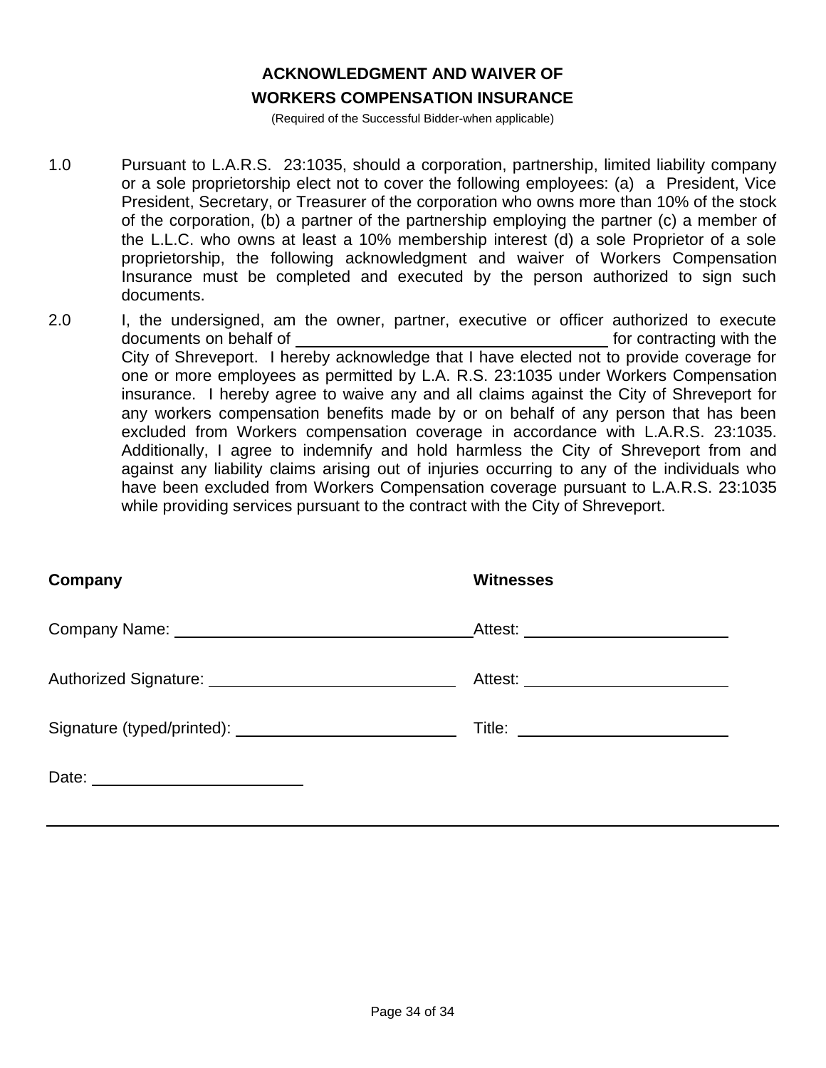# ACKNOWLEDGMENT AND WAIVER OF WORKERS COMPENSATION INSURANCE

(Required of the Successful Bidder-when applicable)

1.0 Pursuant to L.A.R.S. 23:1035, should a corporation, partnership, limited liability company or a sole proprietorship elect not to cover the following employees: (a) a President, Vice President, Secretary, or Treasurer of the corporation who owns more than 10% of the stock of the corporation, (b) a partner of the partnership employing the partner (c) a member of the L.L.C. who owns at least a 10% membership interest (d) a sole Proprietor of a sole proprietorship, the following acknowledgment and waiver of Workers Compensation Insurance must be completed and executed by the person authorized to sign such documents.

2.0 I, the undersigned, am the owner, partner, executive or officer authorized to execute documents on behalf of ________________________ for contracting with the City of Shreveport. I hereby acknowledge that I have elected not to provide coverage for one or more employees as permitted by L.A. R.S. 23:1035 under Workers Compensation insurance. I hereby agree to waive any and all claims against the City of Shreveport for any workers compensation benefits made by or on behalf of any person that has been excluded from Workers compensation coverage in accordance with L.A.R.S. 23:1035. Additionally, I agree to indemnify and hold harmless the City of Shreveport from and against any liability claims arising out of injuries occurring to any of the individuals who have been excluded from Workers Compensation coverage pursuant to L.A.R.S. 23:1035 while providing services pursuant to the contract with the City of Shreveport.

| **Company** | **Witnesses** |
|---|---|
| Company Name: ________________________ | Attest: ________________________ |
| Authorized Signature: ________________________ | Attest: ________________________ |
| Signature (typed/printed): ________________________ | Title: ________________________ |
| Date: ________________________ | |